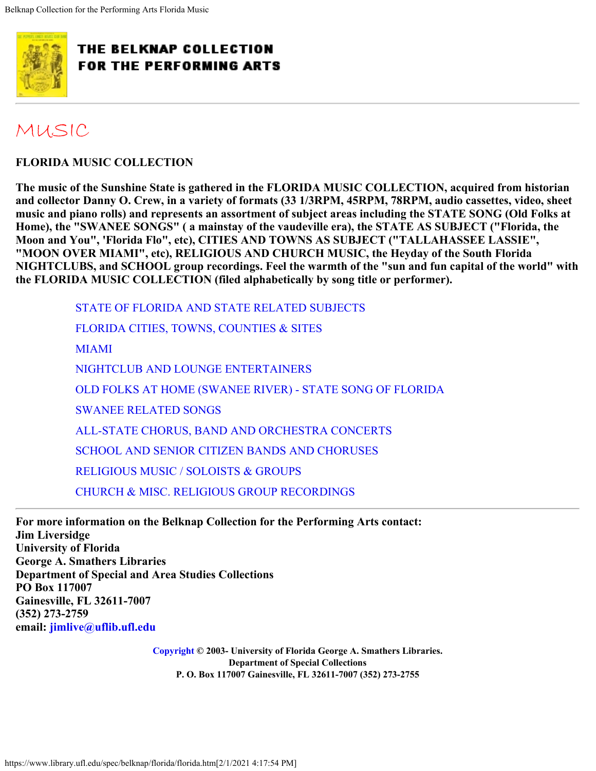# THE BELKNAP COLLECTION FOR THE PERFORMING ARTS

## MUSIC

**FLORIDA MUSIC COLLECTION**

**The music of the Sunshine State is gathered in the FLORIDA MUSIC COLLECTION, acquired from historian and collector Danny O. Crew, in a variety of formats (33 1/3RPM, 45RPM, 78RPM, audio cassettes, video, sheet music and piano rolls) and represents an assortment of subject areas including the STATE SONG (Old Folks at Home), the "SWANEE SONGS" ( a mainstay of the vaudeville era), the STATE AS SUBJECT ("Florida, the Moon and You", 'Florida Flo", etc), CITIES AND TOWNS AS SUBJECT ("TALLAHASSEE LASSIE", "MOON OVER MIAMI", etc), RELIGIOUS AND CHURCH MUSIC, the Heyday of the South Florida NIGHTCLUBS, and SCHOOL group recordings. Feel the warmth of the "sun and fun capital of the world" with the FLORIDA MUSIC COLLECTION (filed alphabetically by song title or performer).**

- STATE OF FLORIDA AND STATE RELATED SUBJECTS
- FLORIDA CITIES, TOWNS, COUNTIES & SITES
- MIAMI
- NIGHTCLUB AND LOUNGE ENTERTAINERS
- OLD FOLKS AT HOME (SWANEE RIVER) - STATE SONG OF FLORIDA
- SWANEE RELATED SONGS
- ALL-STATE CHORUS, BAND AND ORCHESTRA CONCERTS
- SCHOOL AND SENIOR CITIZEN BANDS AND CHORUSES
- RELIGIOUS MUSIC / SOLOISTS & GROUPS
- CHURCH & MISC. RELIGIOUS GROUP RECORDINGS

---

**For more information on the Belknap Collection for the Performing Arts contact:**
**Jim Liversidge**
**University of Florida**
**George A. Smathers Libraries**
**Department of Special and Area Studies Collections**
**PO Box 117007**
**Gainesville, FL 32611-7007**
**(352) 273-2759**
**email: jimlive@uflib.ufl.edu**

**Copyright © 2003- University of Florida George A. Smathers Libraries.**
**Department of Special Collections**
**P. O. Box 117007 Gainesville, FL 32611-7007 (352) 273-2755**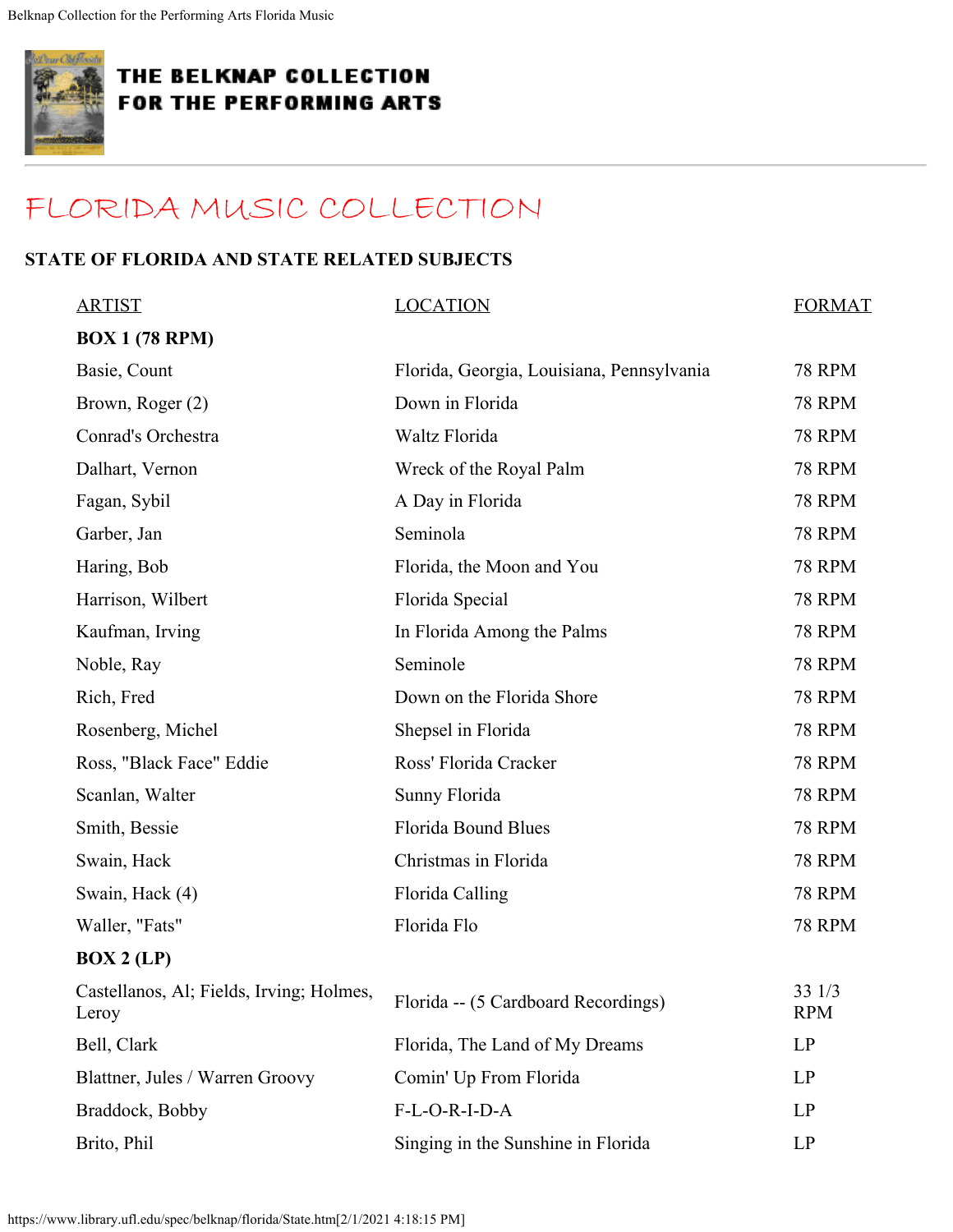# THE BELKNAP COLLECTION FOR THE PERFORMING ARTS

## FLORIDA MUSIC COLLECTION

### STATE OF FLORIDA AND STATE RELATED SUBJECTS

| ARTIST | LOCATION | FORMAT |
|---|---|---|
| **BOX 1 (78 RPM)** | | |
| Basie, Count | Florida, Georgia, Louisiana, Pennsylvania | 78 RPM |
| Brown, Roger (2) | Down in Florida | 78 RPM |
| Conrad's Orchestra | Waltz Florida | 78 RPM |
| Dalhart, Vernon | Wreck of the Royal Palm | 78 RPM |
| Fagan, Sybil | A Day in Florida | 78 RPM |
| Garber, Jan | Seminola | 78 RPM |
| Haring, Bob | Florida, the Moon and You | 78 RPM |
| Harrison, Wilbert | Florida Special | 78 RPM |
| Kaufman, Irving | In Florida Among the Palms | 78 RPM |
| Noble, Ray | Seminole | 78 RPM |
| Rich, Fred | Down on the Florida Shore | 78 RPM |
| Rosenberg, Michel | Shepsel in Florida | 78 RPM |
| Ross, "Black Face" Eddie | Ross' Florida Cracker | 78 RPM |
| Scanlan, Walter | Sunny Florida | 78 RPM |
| Smith, Bessie | Florida Bound Blues | 78 RPM |
| Swain, Hack | Christmas in Florida | 78 RPM |
| Swain, Hack (4) | Florida Calling | 78 RPM |
| Waller, "Fats" | Florida Flo | 78 RPM |
| **BOX 2 (LP)** | | |
| Castellanos, Al; Fields, Irving; Holmes, Leroy | Florida -- (5 Cardboard Recordings) | 33 1/3 RPM |
| Bell, Clark | Florida, The Land of My Dreams | LP |
| Blattner, Jules / Warren Groovy | Comin' Up From Florida | LP |
| Braddock, Bobby | F-L-O-R-I-D-A | LP |
| Brito, Phil | Singing in the Sunshine in Florida | LP |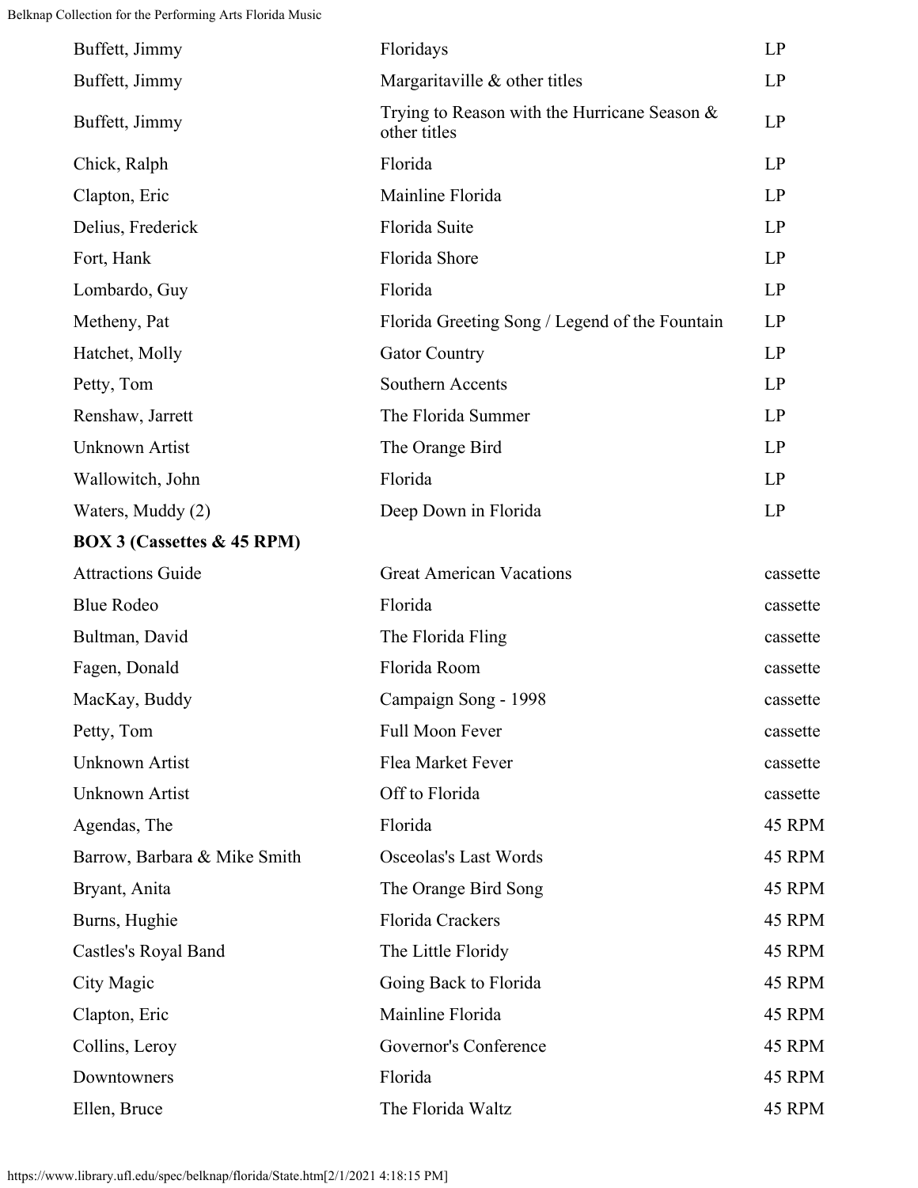| | | |
|---|---|---|
| Buffett, Jimmy | Floridays | LP |
| Buffett, Jimmy | Margaritaville & other titles | LP |
| Buffett, Jimmy | Trying to Reason with the Hurricane Season & other titles | LP |
| Chick, Ralph | Florida | LP |
| Clapton, Eric | Mainline Florida | LP |
| Delius, Frederick | Florida Suite | LP |
| Fort, Hank | Florida Shore | LP |
| Lombardo, Guy | Florida | LP |
| Metheny, Pat | Florida Greeting Song / Legend of the Fountain | LP |
| Hatchet, Molly | Gator Country | LP |
| Petty, Tom | Southern Accents | LP |
| Renshaw, Jarrett | The Florida Summer | LP |
| Unknown Artist | The Orange Bird | LP |
| Wallowitch, John | Florida | LP |
| Waters, Muddy (2) | Deep Down in Florida | LP |
| **BOX 3 (Cassettes & 45 RPM)** | | |
| Attractions Guide | Great American Vacations | cassette |
| Blue Rodeo | Florida | cassette |
| Bultman, David | The Florida Fling | cassette |
| Fagen, Donald | Florida Room | cassette |
| MacKay, Buddy | Campaign Song - 1998 | cassette |
| Petty, Tom | Full Moon Fever | cassette |
| Unknown Artist | Flea Market Fever | cassette |
| Unknown Artist | Off to Florida | cassette |
| Agendas, The | Florida | 45 RPM |
| Barrow, Barbara & Mike Smith | Osceolas's Last Words | 45 RPM |
| Bryant, Anita | The Orange Bird Song | 45 RPM |
| Burns, Hughie | Florida Crackers | 45 RPM |
| Castles's Royal Band | The Little Floridy | 45 RPM |
| City Magic | Going Back to Florida | 45 RPM |
| Clapton, Eric | Mainline Florida | 45 RPM |
| Collins, Leroy | Governor's Conference | 45 RPM |
| Downtowners | Florida | 45 RPM |
| Ellen, Bruce | The Florida Waltz | 45 RPM |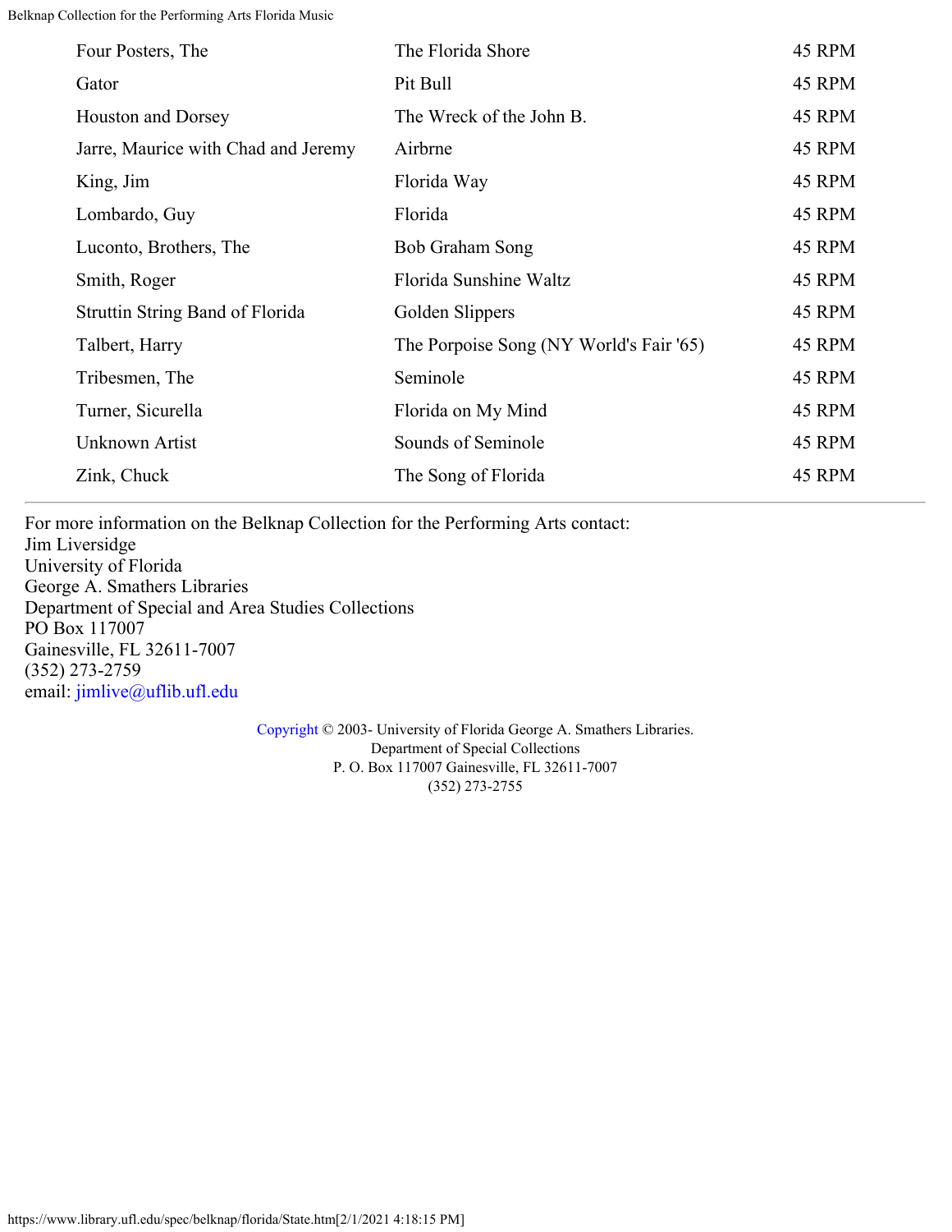| | | |
|---|---|---|
| Four Posters, The | The Florida Shore | 45 RPM |
| Gator | Pit Bull | 45 RPM |
| Houston and Dorsey | The Wreck of the John B. | 45 RPM |
| Jarre, Maurice with Chad and Jeremy | Airbrne | 45 RPM |
| King, Jim | Florida Way | 45 RPM |
| Lombardo, Guy | Florida | 45 RPM |
| Luconto, Brothers, The | Bob Graham Song | 45 RPM |
| Smith, Roger | Florida Sunshine Waltz | 45 RPM |
| Struttin String Band of Florida | Golden Slippers | 45 RPM |
| Talbert, Harry | The Porpoise Song (NY World's Fair '65) | 45 RPM |
| Tribesmen, The | Seminole | 45 RPM |
| Turner, Sicurella | Florida on My Mind | 45 RPM |
| Unknown Artist | Sounds of Seminole | 45 RPM |
| Zink, Chuck | The Song of Florida | 45 RPM |

---

For more information on the Belknap Collection for the Performing Arts contact:
Jim Liversidge
University of Florida
George A. Smathers Libraries
Department of Special and Area Studies Collections
PO Box 117007
Gainesville, FL 32611-7007
(352) 273-2759
email: jimlive@uflib.ufl.edu

Copyright © 2003- University of Florida George A. Smathers Libraries.
Department of Special Collections
P. O. Box 117007 Gainesville, FL 32611-7007
(352) 273-2755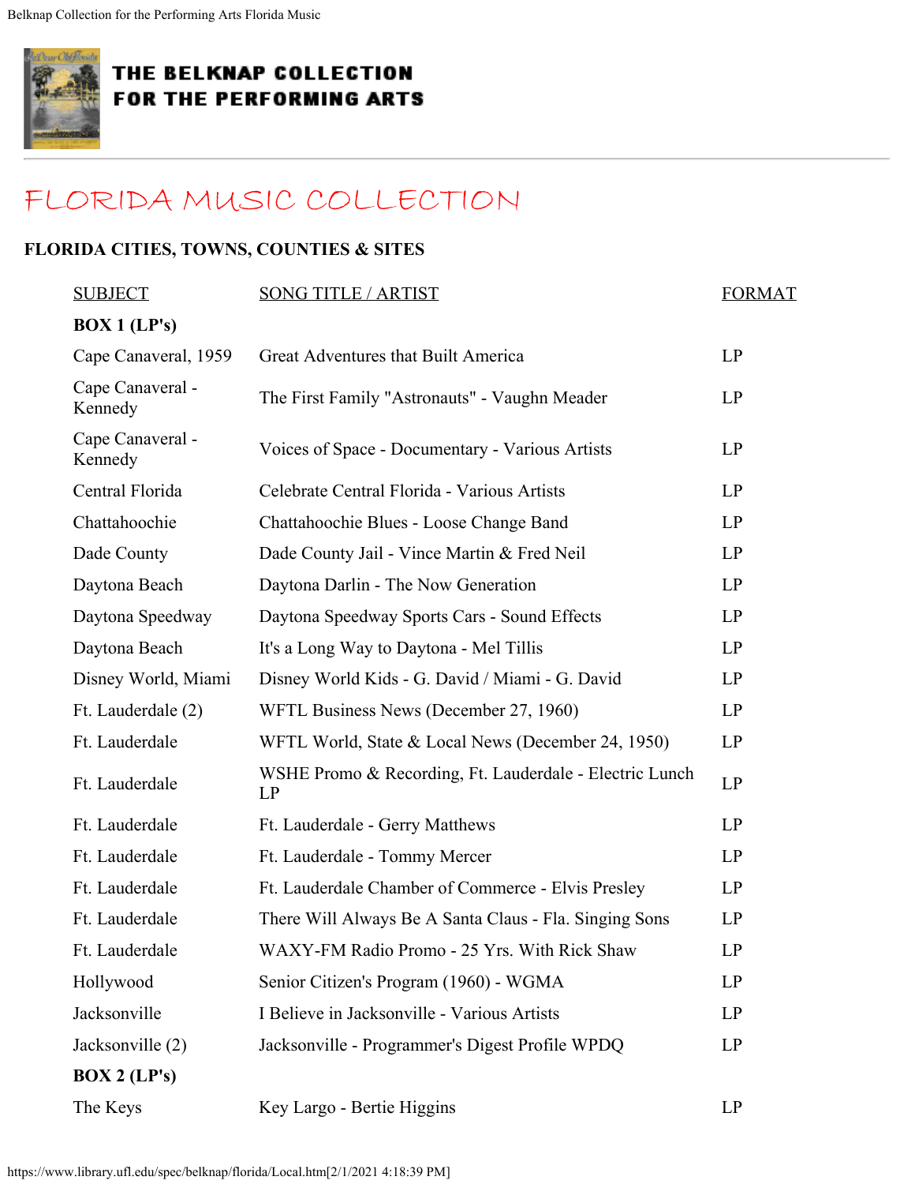# THE BELKNAP COLLECTION FOR THE PERFORMING ARTS

## FLORIDA MUSIC COLLECTION

### FLORIDA CITIES, TOWNS, COUNTIES & SITES

| SUBJECT | SONG TITLE / ARTIST | FORMAT |
|---|---|---|
| **BOX 1 (LP's)** | | |
| Cape Canaveral, 1959 | Great Adventures that Built America | LP |
| Cape Canaveral - Kennedy | The First Family "Astronauts" - Vaughn Meader | LP |
| Cape Canaveral - Kennedy | Voices of Space - Documentary - Various Artists | LP |
| Central Florida | Celebrate Central Florida - Various Artists | LP |
| Chattahoochie | Chattahoochie Blues - Loose Change Band | LP |
| Dade County | Dade County Jail - Vince Martin & Fred Neil | LP |
| Daytona Beach | Daytona Darlin - The Now Generation | LP |
| Daytona Speedway | Daytona Speedway Sports Cars - Sound Effects | LP |
| Daytona Beach | It's a Long Way to Daytona - Mel Tillis | LP |
| Disney World, Miami | Disney World Kids - G. David / Miami - G. David | LP |
| Ft. Lauderdale (2) | WFTL Business News (December 27, 1960) | LP |
| Ft. Lauderdale | WFTL World, State & Local News (December 24, 1950) | LP |
| Ft. Lauderdale | WSHE Promo & Recording, Ft. Lauderdale - Electric Lunch LP | LP |
| Ft. Lauderdale | Ft. Lauderdale - Gerry Matthews | LP |
| Ft. Lauderdale | Ft. Lauderdale - Tommy Mercer | LP |
| Ft. Lauderdale | Ft. Lauderdale Chamber of Commerce - Elvis Presley | LP |
| Ft. Lauderdale | There Will Always Be A Santa Claus - Fla. Singing Sons | LP |
| Ft. Lauderdale | WAXY-FM Radio Promo - 25 Yrs. With Rick Shaw | LP |
| Hollywood | Senior Citizen's Program (1960) - WGMA | LP |
| Jacksonville | I Believe in Jacksonville - Various Artists | LP |
| Jacksonville (2) | Jacksonville - Programmer's Digest Profile WPDQ | LP |
| **BOX 2 (LP's)** | | |
| The Keys | Key Largo - Bertie Higgins | LP |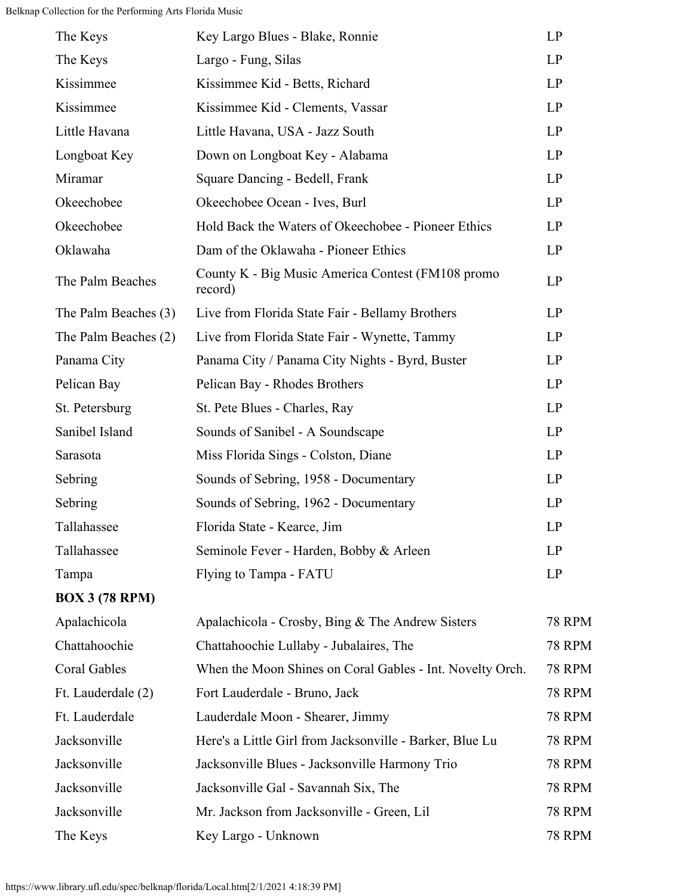| | | |
|---|---|---|
| The Keys | Key Largo Blues - Blake, Ronnie | LP |
| The Keys | Largo - Fung, Silas | LP |
| Kissimmee | Kissimmee Kid - Betts, Richard | LP |
| Kissimmee | Kissimmee Kid - Clements, Vassar | LP |
| Little Havana | Little Havana, USA - Jazz South | LP |
| Longboat Key | Down on Longboat Key - Alabama | LP |
| Miramar | Square Dancing - Bedell, Frank | LP |
| Okeechobee | Okeechobee Ocean - Ives, Burl | LP |
| Okeechobee | Hold Back the Waters of Okeechobee - Pioneer Ethics | LP |
| Oklawaha | Dam of the Oklawaha - Pioneer Ethics | LP |
| The Palm Beaches | County K - Big Music America Contest (FM108 promo record) | LP |
| The Palm Beaches (3) | Live from Florida State Fair - Bellamy Brothers | LP |
| The Palm Beaches (2) | Live from Florida State Fair - Wynette, Tammy | LP |
| Panama City | Panama City / Panama City Nights - Byrd, Buster | LP |
| Pelican Bay | Pelican Bay - Rhodes Brothers | LP |
| St. Petersburg | St. Pete Blues - Charles, Ray | LP |
| Sanibel Island | Sounds of Sanibel - A Soundscape | LP |
| Sarasota | Miss Florida Sings - Colston, Diane | LP |
| Sebring | Sounds of Sebring, 1958 - Documentary | LP |
| Sebring | Sounds of Sebring, 1962 - Documentary | LP |
| Tallahassee | Florida State - Kearce, Jim | LP |
| Tallahassee | Seminole Fever - Harden, Bobby & Arleen | LP |
| Tampa | Flying to Tampa - FATU | LP |
| **BOX 3 (78 RPM)** | | |
| Apalachicola | Apalachicola - Crosby, Bing & The Andrew Sisters | 78 RPM |
| Chattahoochie | Chattahoochie Lullaby - Jubalaires, The | 78 RPM |
| Coral Gables | When the Moon Shines on Coral Gables - Int. Novelty Orch. | 78 RPM |
| Ft. Lauderdale (2) | Fort Lauderdale - Bruno, Jack | 78 RPM |
| Ft. Lauderdale | Lauderdale Moon - Shearer, Jimmy | 78 RPM |
| Jacksonville | Here's a Little Girl from Jacksonville - Barker, Blue Lu | 78 RPM |
| Jacksonville | Jacksonville Blues - Jacksonville Harmony Trio | 78 RPM |
| Jacksonville | Jacksonville Gal - Savannah Six, The | 78 RPM |
| Jacksonville | Mr. Jackson from Jacksonville - Green, Lil | 78 RPM |
| The Keys | Key Largo - Unknown | 78 RPM |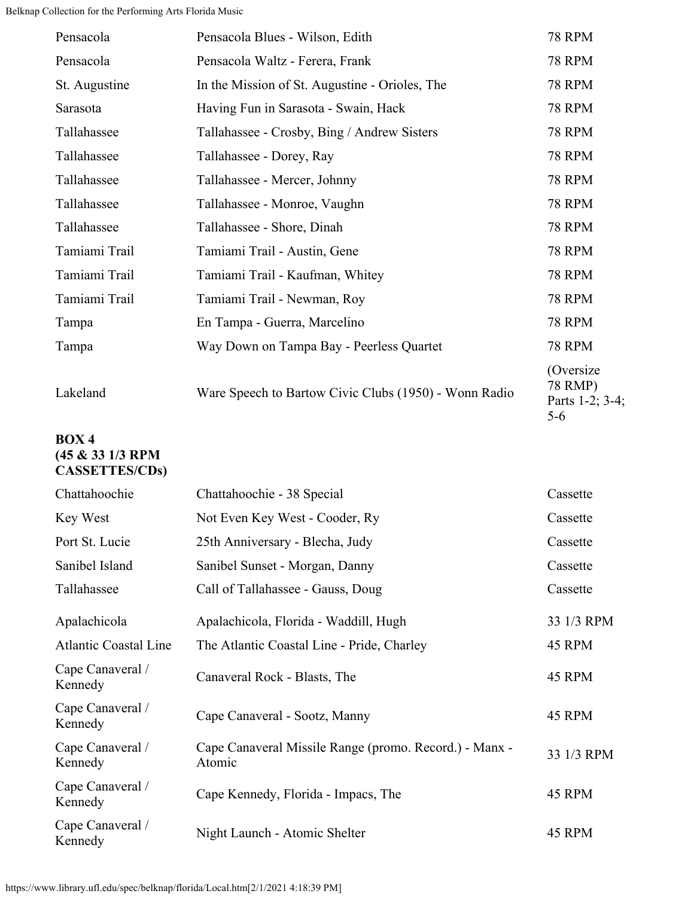| | | |
|---|---|---|
| Pensacola | Pensacola Blues - Wilson, Edith | 78 RPM |
| Pensacola | Pensacola Waltz - Ferera, Frank | 78 RPM |
| St. Augustine | In the Mission of St. Augustine - Orioles, The | 78 RPM |
| Sarasota | Having Fun in Sarasota - Swain, Hack | 78 RPM |
| Tallahassee | Tallahassee - Crosby, Bing / Andrew Sisters | 78 RPM |
| Tallahassee | Tallahassee - Dorey, Ray | 78 RPM |
| Tallahassee | Tallahassee - Mercer, Johnny | 78 RPM |
| Tallahassee | Tallahassee - Monroe, Vaughn | 78 RPM |
| Tallahassee | Tallahassee - Shore, Dinah | 78 RPM |
| Tamiami Trail | Tamiami Trail - Austin, Gene | 78 RPM |
| Tamiami Trail | Tamiami Trail - Kaufman, Whitey | 78 RPM |
| Tamiami Trail | Tamiami Trail - Newman, Roy | 78 RPM |
| Tampa | En Tampa - Guerra, Marcelino | 78 RPM |
| Tampa | Way Down on Tampa Bay - Peerless Quartet | 78 RPM |
| Lakeland | Ware Speech to Bartow Civic Clubs (1950) - Wonn Radio | (Oversize 78 RMP) Parts 1-2; 3-4; 5-6 |

**BOX 4**
**(45 & 33 1/3 RPM CASSETTES/CDs)**

| | | |
|---|---|---|
| Chattahoochie | Chattahoochie - 38 Special | Cassette |
| Key West | Not Even Key West - Cooder, Ry | Cassette |
| Port St. Lucie | 25th Anniversary - Blecha, Judy | Cassette |
| Sanibel Island | Sanibel Sunset - Morgan, Danny | Cassette |
| Tallahassee | Call of Tallahassee - Gauss, Doug | Cassette |
| Apalachicola | Apalachicola, Florida - Waddill, Hugh | 33 1/3 RPM |
| Atlantic Coastal Line | The Atlantic Coastal Line - Pride, Charley | 45 RPM |
| Cape Canaveral / Kennedy | Canaveral Rock - Blasts, The | 45 RPM |
| Cape Canaveral / Kennedy | Cape Canaveral - Sootz, Manny | 45 RPM |
| Cape Canaveral / Kennedy | Cape Canaveral Missile Range (promo. Record.) - Manx - Atomic | 33 1/3 RPM |
| Cape Canaveral / Kennedy | Cape Kennedy, Florida - Impacs, The | 45 RPM |
| Cape Canaveral / Kennedy | Night Launch - Atomic Shelter | 45 RPM |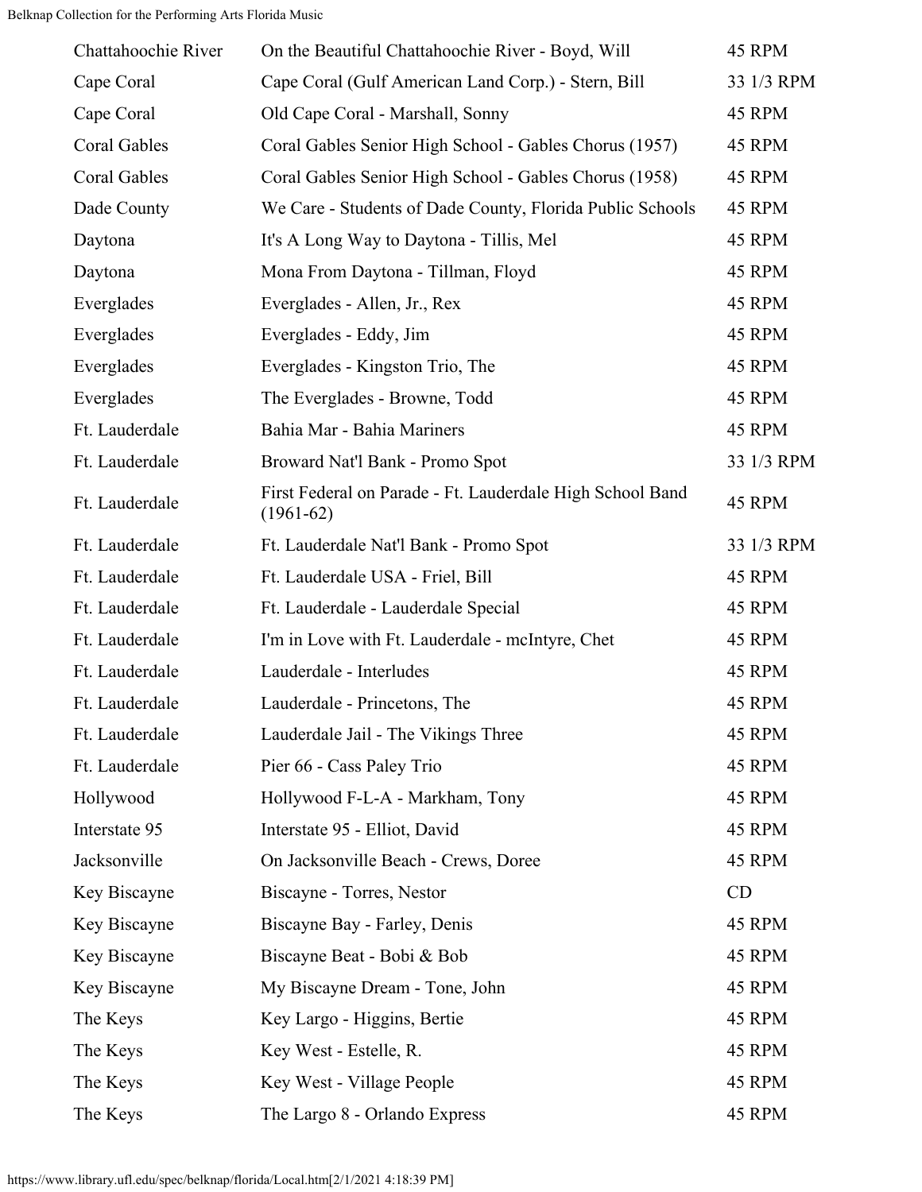| | | |
|---|---|---|
| Chattahoochie River | On the Beautiful Chattahoochie River - Boyd, Will | 45 RPM |
| Cape Coral | Cape Coral (Gulf American Land Corp.) - Stern, Bill | 33 1/3 RPM |
| Cape Coral | Old Cape Coral - Marshall, Sonny | 45 RPM |
| Coral Gables | Coral Gables Senior High School - Gables Chorus (1957) | 45 RPM |
| Coral Gables | Coral Gables Senior High School - Gables Chorus (1958) | 45 RPM |
| Dade County | We Care - Students of Dade County, Florida Public Schools | 45 RPM |
| Daytona | It's A Long Way to Daytona - Tillis, Mel | 45 RPM |
| Daytona | Mona From Daytona - Tillman, Floyd | 45 RPM |
| Everglades | Everglades - Allen, Jr., Rex | 45 RPM |
| Everglades | Everglades - Eddy, Jim | 45 RPM |
| Everglades | Everglades - Kingston Trio, The | 45 RPM |
| Everglades | The Everglades - Browne, Todd | 45 RPM |
| Ft. Lauderdale | Bahia Mar - Bahia Mariners | 45 RPM |
| Ft. Lauderdale | Broward Nat'l Bank - Promo Spot | 33 1/3 RPM |
| Ft. Lauderdale | First Federal on Parade - Ft. Lauderdale High School Band (1961-62) | 45 RPM |
| Ft. Lauderdale | Ft. Lauderdale Nat'l Bank - Promo Spot | 33 1/3 RPM |
| Ft. Lauderdale | Ft. Lauderdale USA - Friel, Bill | 45 RPM |
| Ft. Lauderdale | Ft. Lauderdale - Lauderdale Special | 45 RPM |
| Ft. Lauderdale | I'm in Love with Ft. Lauderdale - mcIntyre, Chet | 45 RPM |
| Ft. Lauderdale | Lauderdale - Interludes | 45 RPM |
| Ft. Lauderdale | Lauderdale - Princetons, The | 45 RPM |
| Ft. Lauderdale | Lauderdale Jail - The Vikings Three | 45 RPM |
| Ft. Lauderdale | Pier 66 - Cass Paley Trio | 45 RPM |
| Hollywood | Hollywood F-L-A - Markham, Tony | 45 RPM |
| Interstate 95 | Interstate 95 - Elliot, David | 45 RPM |
| Jacksonville | On Jacksonville Beach - Crews, Doree | 45 RPM |
| Key Biscayne | Biscayne - Torres, Nestor | CD |
| Key Biscayne | Biscayne Bay - Farley, Denis | 45 RPM |
| Key Biscayne | Biscayne Beat - Bobi & Bob | 45 RPM |
| Key Biscayne | My Biscayne Dream - Tone, John | 45 RPM |
| The Keys | Key Largo - Higgins, Bertie | 45 RPM |
| The Keys | Key West - Estelle, R. | 45 RPM |
| The Keys | Key West - Village People | 45 RPM |
| The Keys | The Largo 8 - Orlando Express | 45 RPM |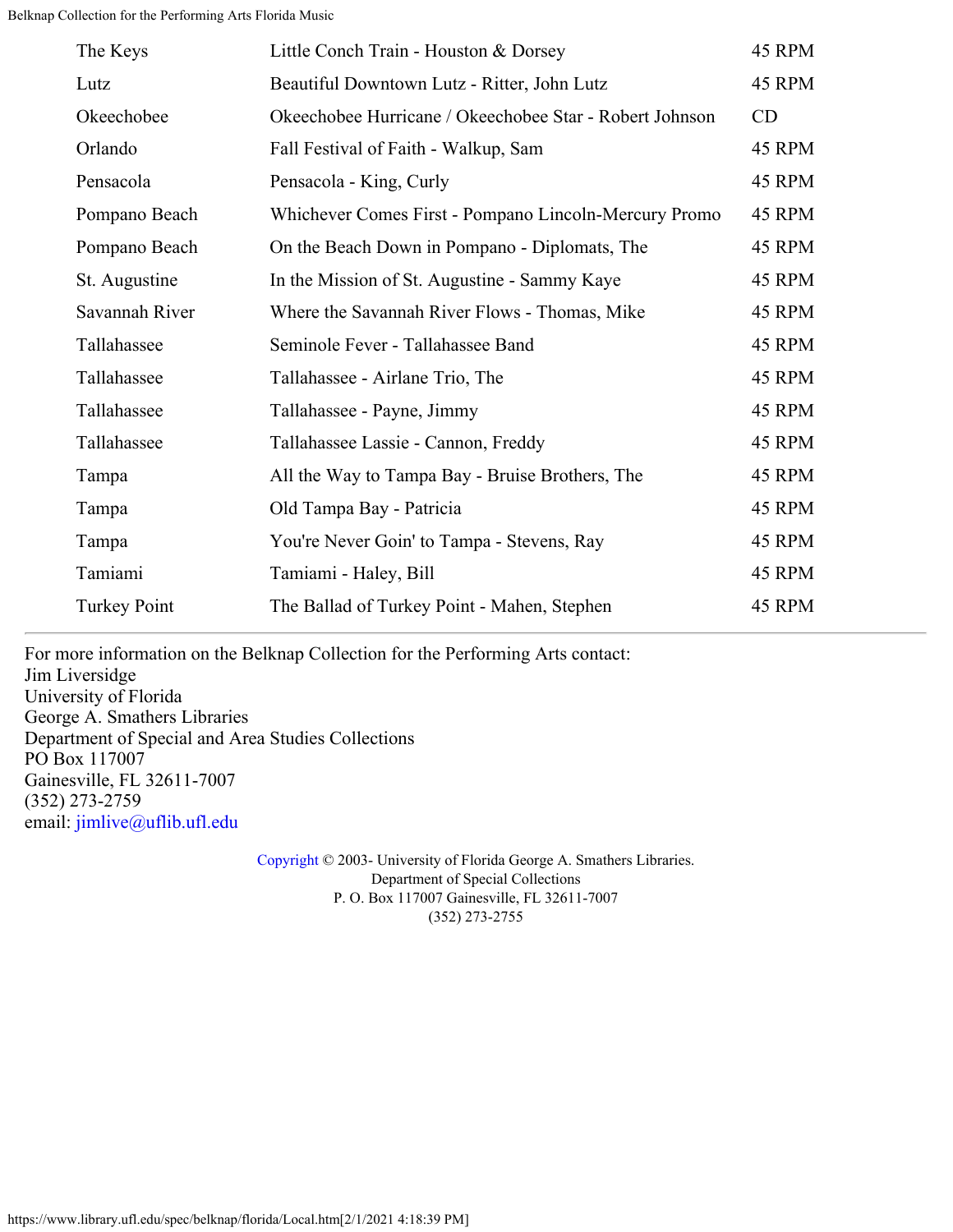| | | |
|---|---|---|
| The Keys | Little Conch Train - Houston & Dorsey | 45 RPM |
| Lutz | Beautiful Downtown Lutz - Ritter, John Lutz | 45 RPM |
| Okeechobee | Okeechobee Hurricane / Okeechobee Star - Robert Johnson | CD |
| Orlando | Fall Festival of Faith - Walkup, Sam | 45 RPM |
| Pensacola | Pensacola - King, Curly | 45 RPM |
| Pompano Beach | Whichever Comes First - Pompano Lincoln-Mercury Promo | 45 RPM |
| Pompano Beach | On the Beach Down in Pompano - Diplomats, The | 45 RPM |
| St. Augustine | In the Mission of St. Augustine - Sammy Kaye | 45 RPM |
| Savannah River | Where the Savannah River Flows - Thomas, Mike | 45 RPM |
| Tallahassee | Seminole Fever - Tallahassee Band | 45 RPM |
| Tallahassee | Tallahassee - Airlane Trio, The | 45 RPM |
| Tallahassee | Tallahassee - Payne, Jimmy | 45 RPM |
| Tallahassee | Tallahassee Lassie - Cannon, Freddy | 45 RPM |
| Tampa | All the Way to Tampa Bay - Bruise Brothers, The | 45 RPM |
| Tampa | Old Tampa Bay - Patricia | 45 RPM |
| Tampa | You're Never Goin' to Tampa - Stevens, Ray | 45 RPM |
| Tamiami | Tamiami - Haley, Bill | 45 RPM |
| Turkey Point | The Ballad of Turkey Point - Mahen, Stephen | 45 RPM |

---

For more information on the Belknap Collection for the Performing Arts contact:
Jim Liverside
University of Florida
George A. Smathers Libraries
Department of Special and Area Studies Collections
PO Box 117007
Gainesville, FL 32611-7007
(352) 273-2759
email: jimlive@uflib.ufl.edu

Copyright © 2003- University of Florida George A. Smathers Libraries.
Department of Special Collections
P. O. Box 117007 Gainesville, FL 32611-7007
(352) 273-2755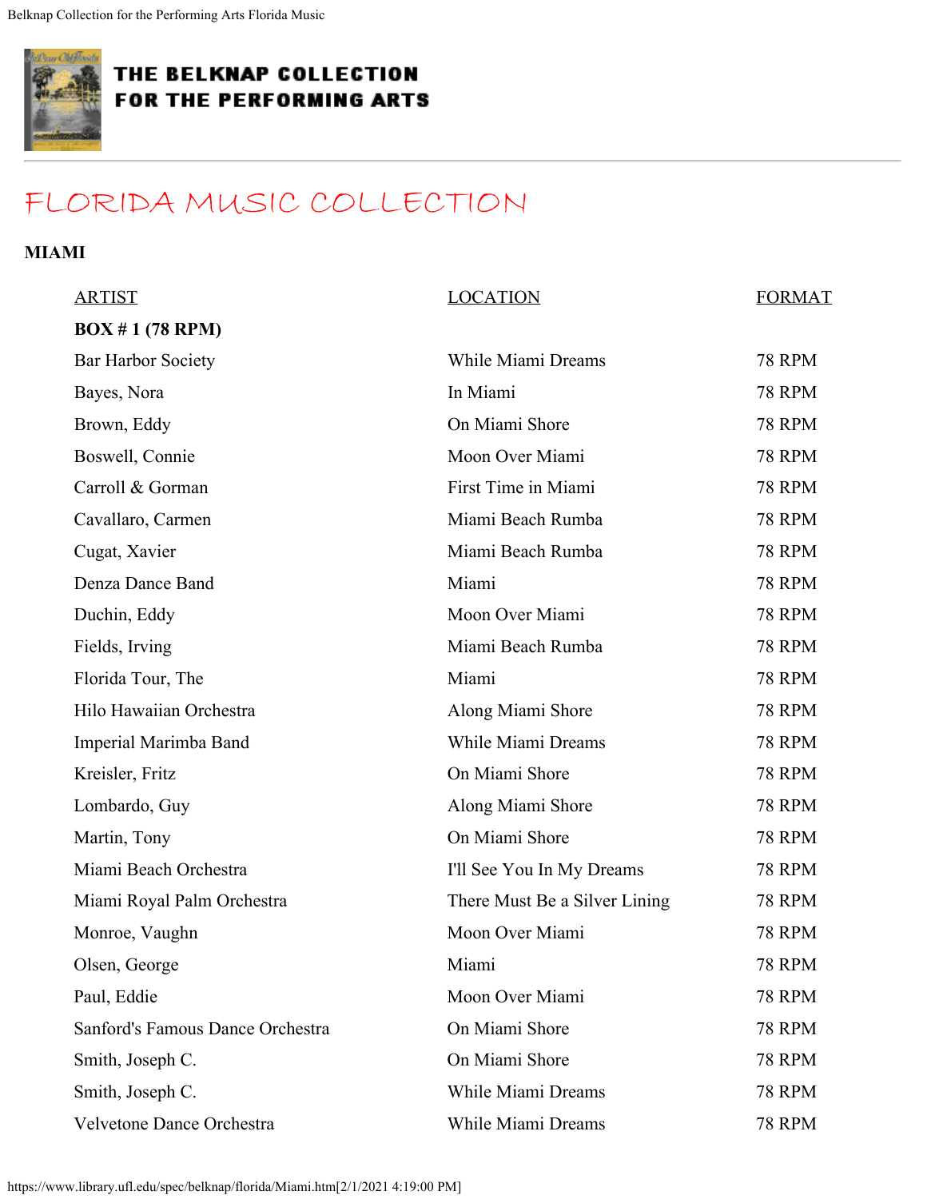# THE BELKNAP COLLECTION FOR THE PERFORMING ARTS

## FLORIDA MUSIC COLLECTION

### MIAMI

| ARTIST | LOCATION | FORMAT |
|---|---|---|
| **BOX # 1 (78 RPM)** | | |
| Bar Harbor Society | While Miami Dreams | 78 RPM |
| Bayes, Nora | In Miami | 78 RPM |
| Brown, Eddy | On Miami Shore | 78 RPM |
| Boswell, Connie | Moon Over Miami | 78 RPM |
| Carroll & Gorman | First Time in Miami | 78 RPM |
| Cavallaro, Carmen | Miami Beach Rumba | 78 RPM |
| Cugat, Xavier | Miami Beach Rumba | 78 RPM |
| Denza Dance Band | Miami | 78 RPM |
| Duchin, Eddy | Moon Over Miami | 78 RPM |
| Fields, Irving | Miami Beach Rumba | 78 RPM |
| Florida Tour, The | Miami | 78 RPM |
| Hilo Hawaiian Orchestra | Along Miami Shore | 78 RPM |
| Imperial Marimba Band | While Miami Dreams | 78 RPM |
| Kreisler, Fritz | On Miami Shore | 78 RPM |
| Lombardo, Guy | Along Miami Shore | 78 RPM |
| Martin, Tony | On Miami Shore | 78 RPM |
| Miami Beach Orchestra | I'll See You In My Dreams | 78 RPM |
| Miami Royal Palm Orchestra | There Must Be a Silver Lining | 78 RPM |
| Monroe, Vaughn | Moon Over Miami | 78 RPM |
| Olsen, George | Miami | 78 RPM |
| Paul, Eddie | Moon Over Miami | 78 RPM |
| Sanford's Famous Dance Orchestra | On Miami Shore | 78 RPM |
| Smith, Joseph C. | On Miami Shore | 78 RPM |
| Smith, Joseph C. | While Miami Dreams | 78 RPM |
| Velvetone Dance Orchestra | While Miami Dreams | 78 RPM |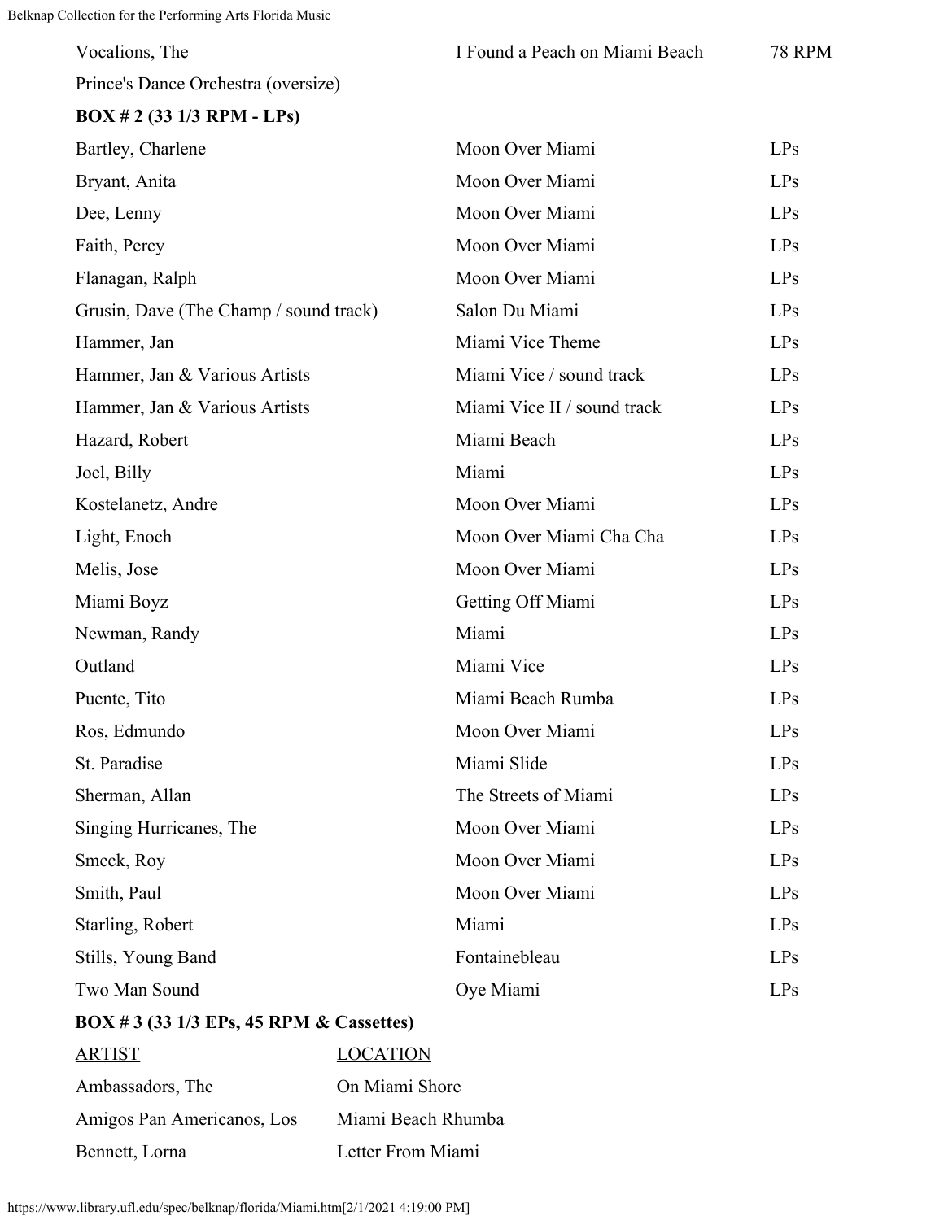| | | |
|---|---|---|
| Vocalions, The | I Found a Peach on Miami Beach | 78 RPM |
| Prince's Dance Orchestra (oversize) | | |

**BOX # 2 (33 1/3 RPM - LPs)**

| | | |
|---|---|---|
| Bartley, Charlene | Moon Over Miami | LPs |
| Bryant, Anita | Moon Over Miami | LPs |
| Dee, Lenny | Moon Over Miami | LPs |
| Faith, Percy | Moon Over Miami | LPs |
| Flanagan, Ralph | Moon Over Miami | LPs |
| Grusin, Dave (The Champ / sound track) | Salon Du Miami | LPs |
| Hammer, Jan | Miami Vice Theme | LPs |
| Hammer, Jan & Various Artists | Miami Vice / sound track | LPs |
| Hammer, Jan & Various Artists | Miami Vice II / sound track | LPs |
| Hazard, Robert | Miami Beach | LPs |
| Joel, Billy | Miami | LPs |
| Kostelanetz, Andre | Moon Over Miami | LPs |
| Light, Enoch | Moon Over Miami Cha Cha | LPs |
| Melis, Jose | Moon Over Miami | LPs |
| Miami Boyz | Getting Off Miami | LPs |
| Newman, Randy | Miami | LPs |
| Outland | Miami Vice | LPs |
| Puente, Tito | Miami Beach Rumba | LPs |
| Ros, Edmundo | Moon Over Miami | LPs |
| St. Paradise | Miami Slide | LPs |
| Sherman, Allan | The Streets of Miami | LPs |
| Singing Hurricanes, The | Moon Over Miami | LPs |
| Smeck, Roy | Moon Over Miami | LPs |
| Smith, Paul | Moon Over Miami | LPs |
| Starling, Robert | Miami | LPs |
| Stills, Young Band | Fontainebleau | LPs |
| Two Man Sound | Oye Miami | LPs |

**BOX # 3 (33 1/3 EPs, 45 RPM & Cassettes)**

| ARTIST | LOCATION |
|---|---|
| Ambassadors, The | On Miami Shore |
| Amigos Pan Americanos, Los | Miami Beach Rhumba |
| Bennett, Lorna | Letter From Miami |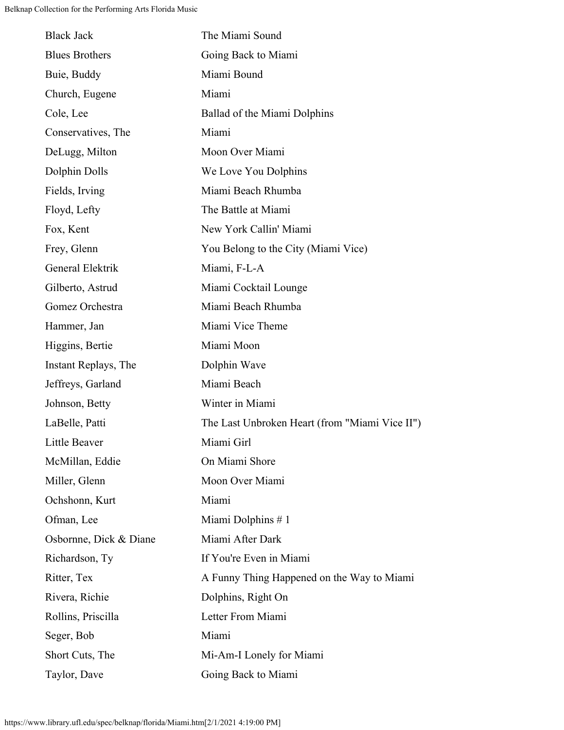| | |
|---|---|
| Black Jack | The Miami Sound |
| Blues Brothers | Going Back to Miami |
| Buie, Buddy | Miami Bound |
| Church, Eugene | Miami |
| Cole, Lee | Ballad of the Miami Dolphins |
| Conservatives, The | Miami |
| DeLugg, Milton | Moon Over Miami |
| Dolphin Dolls | We Love You Dolphins |
| Fields, Irving | Miami Beach Rhumba |
| Floyd, Lefty | The Battle at Miami |
| Fox, Kent | New York Callin' Miami |
| Frey, Glenn | You Belong to the City (Miami Vice) |
| General Elektrik | Miami, F-L-A |
| Gilberto, Astrud | Miami Cocktail Lounge |
| Gomez Orchestra | Miami Beach Rhumba |
| Hammer, Jan | Miami Vice Theme |
| Higgins, Bertie | Miami Moon |
| Instant Replays, The | Dolphin Wave |
| Jeffreys, Garland | Miami Beach |
| Johnson, Betty | Winter in Miami |
| LaBelle, Patti | The Last Unbroken Heart (from "Miami Vice II") |
| Little Beaver | Miami Girl |
| McMillan, Eddie | On Miami Shore |
| Miller, Glenn | Moon Over Miami |
| Ochshonn, Kurt | Miami |
| Ofman, Lee | Miami Dolphins # 1 |
| Osbornne, Dick & Diane | Miami After Dark |
| Richardson, Ty | If You're Even in Miami |
| Ritter, Tex | A Funny Thing Happened on the Way to Miami |
| Rivera, Richie | Dolphins, Right On |
| Rollins, Priscilla | Letter From Miami |
| Seger, Bob | Miami |
| Short Cuts, The | Mi-Am-I Lonely for Miami |
| Taylor, Dave | Going Back to Miami |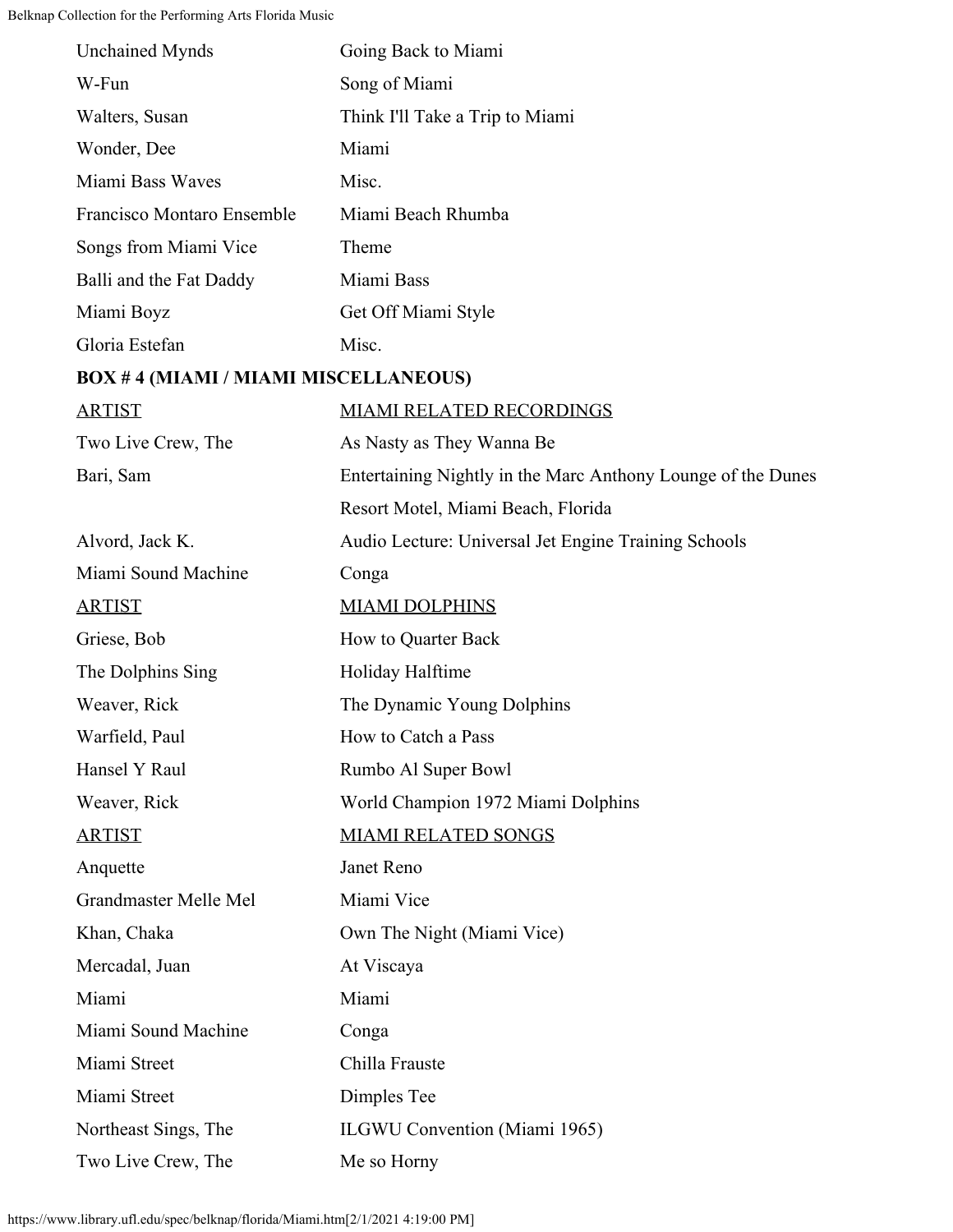| | |
|---|---|
| Unchained Mynds | Going Back to Miami |
| W-Fun | Song of Miami |
| Walters, Susan | Think I'll Take a Trip to Miami |
| Wonder, Dee | Miami |
| Miami Bass Waves | Misc. |
| Francisco Montaro Ensemble | Miami Beach Rhumba |
| Songs from Miami Vice | Theme |
| Balli and the Fat Daddy | Miami Bass |
| Miami Boyz | Get Off Miami Style |
| Gloria Estefan | Misc. |

**BOX # 4 (MIAMI / MIAMI MISCELLANEOUS)**

| ARTIST | MIAMI RELATED RECORDINGS |
|---|---|
| Two Live Crew, The | As Nasty as They Wanna Be |
| Bari, Sam | Entertaining Nightly in the Marc Anthony Lounge of the Dunes Resort Motel, Miami Beach, Florida |
| Alvord, Jack K. | Audio Lecture: Universal Jet Engine Training Schools |
| Miami Sound Machine | Conga |

| ARTIST | MIAMI DOLPHINS |
|---|---|
| Griese, Bob | How to Quarter Back |
| The Dolphins Sing | Holiday Halftime |
| Weaver, Rick | The Dynamic Young Dolphins |
| Warfield, Paul | How to Catch a Pass |
| Hansel Y Raul | Rumbo Al Super Bowl |
| Weaver, Rick | World Champion 1972 Miami Dolphins |

| ARTIST | MIAMI RELATED SONGS |
|---|---|
| Anquette | Janet Reno |
| Grandmaster Melle Mel | Miami Vice |
| Khan, Chaka | Own The Night (Miami Vice) |
| Mercadal, Juan | At Viscaya |
| Miami | Miami |
| Miami Sound Machine | Conga |
| Miami Street | Chilla Frauste |
| Miami Street | Dimples Tee |
| Northeast Sings, The | ILGWU Convention (Miami 1965) |
| Two Live Crew, The | Me so Horny |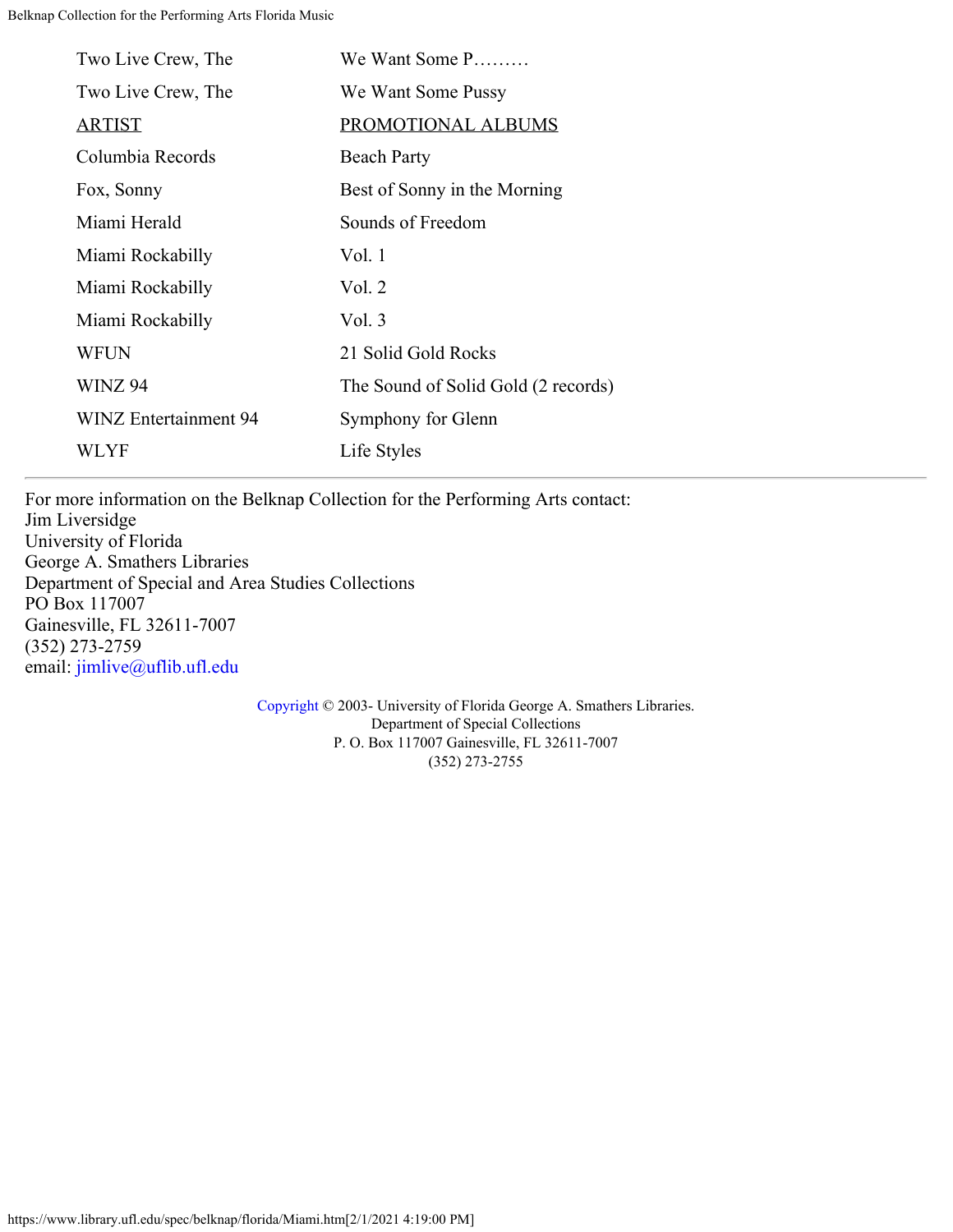| | |
|---|---|
| Two Live Crew, The | We Want Some P……… |
| Two Live Crew, The | We Want Some Pussy |

| ARTIST | PROMOTIONAL ALBUMS |
|---|---|
| Columbia Records | Beach Party |
| Fox, Sonny | Best of Sonny in the Morning |
| Miami Herald | Sounds of Freedom |
| Miami Rockabilly | Vol. 1 |
| Miami Rockabilly | Vol. 2 |
| Miami Rockabilly | Vol. 3 |
| WFUN | 21 Solid Gold Rocks |
| WINZ 94 | The Sound of Solid Gold (2 records) |
| WINZ Entertainment 94 | Symphony for Glenn |
| WLYF | Life Styles |

---

For more information on the Belknap Collection for the Performing Arts contact:
Jim Liversidge
University of Florida
George A. Smathers Libraries
Department of Special and Area Studies Collections
PO Box 117007
Gainesville, FL 32611-7007
(352) 273-2759
email: jimlive@uflib.ufl.edu

Copyright © 2003- University of Florida George A. Smathers Libraries.
Department of Special Collections
P. O. Box 117007 Gainesville, FL 32611-7007
(352) 273-2755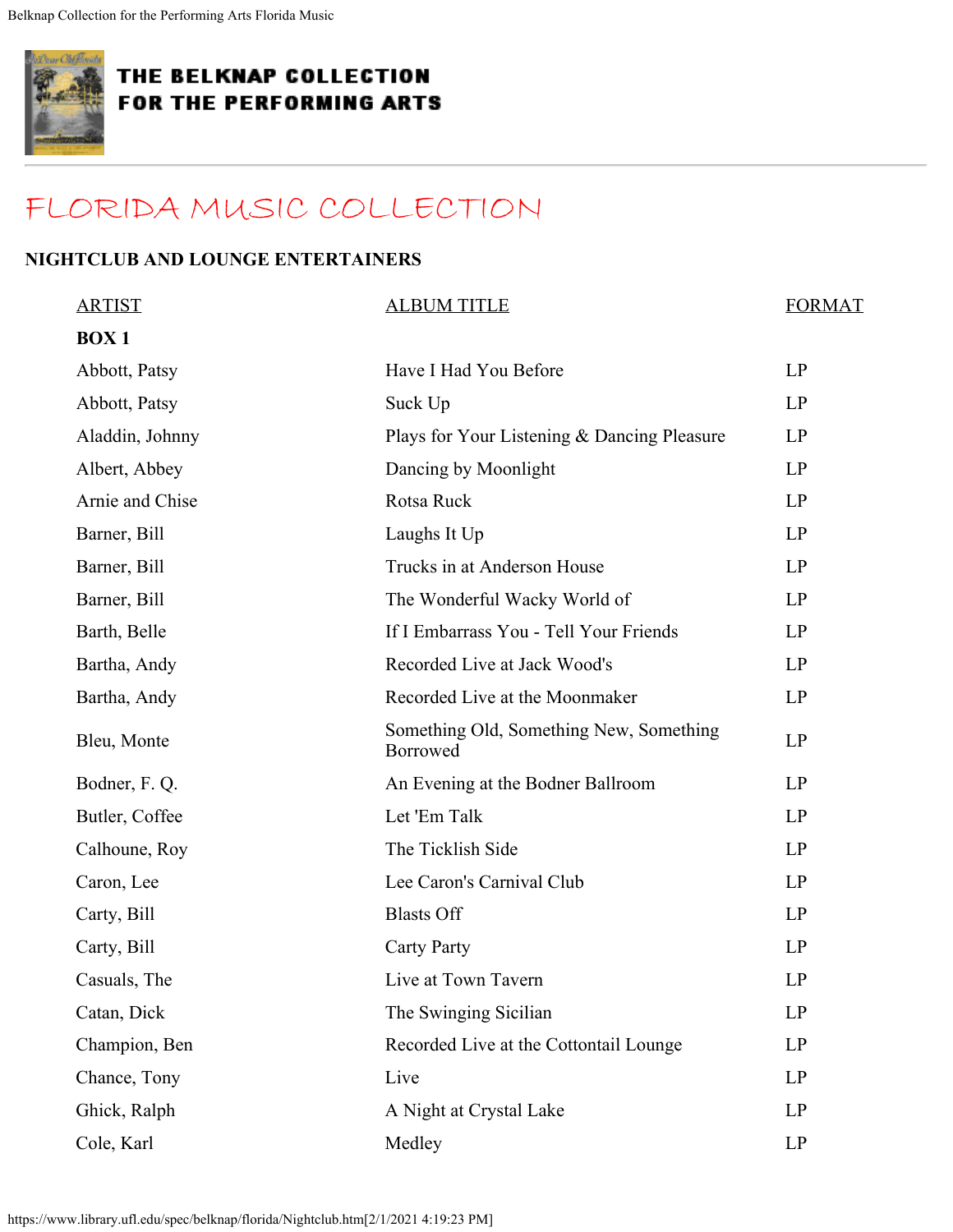# THE BELKNAP COLLECTION FOR THE PERFORMING ARTS

## FLORIDA MUSIC COLLECTION

### NIGHTCLUB AND LOUNGE ENTERTAINERS

| ARTIST | ALBUM TITLE | FORMAT |
|---|---|---|
| **BOX 1** | | |
| Abbott, Patsy | Have I Had You Before | LP |
| Abbott, Patsy | Suck Up | LP |
| Aladdin, Johnny | Plays for Your Listening & Dancing Pleasure | LP |
| Albert, Abbey | Dancing by Moonlight | LP |
| Arnie and Chise | Rotsa Ruck | LP |
| Barner, Bill | Laughs It Up | LP |
| Barner, Bill | Trucks in at Anderson House | LP |
| Barner, Bill | The Wonderful Wacky World of | LP |
| Barth, Belle | If I Embarrass You - Tell Your Friends | LP |
| Bartha, Andy | Recorded Live at Jack Wood's | LP |
| Bartha, Andy | Recorded Live at the Moonmaker | LP |
| Bleu, Monte | Something Old, Something New, Something Borrowed | LP |
| Bodner, F. Q. | An Evening at the Bodner Ballroom | LP |
| Butler, Coffee | Let 'Em Talk | LP |
| Calhoune, Roy | The Ticklish Side | LP |
| Caron, Lee | Lee Caron's Carnival Club | LP |
| Carty, Bill | Blasts Off | LP |
| Carty, Bill | Carty Party | LP |
| Casuals, The | Live at Town Tavern | LP |
| Catan, Dick | The Swinging Sicilian | LP |
| Champion, Ben | Recorded Live at the Cottontail Lounge | LP |
| Chance, Tony | Live | LP |
| Ghick, Ralph | A Night at Crystal Lake | LP |
| Cole, Karl | Medley | LP |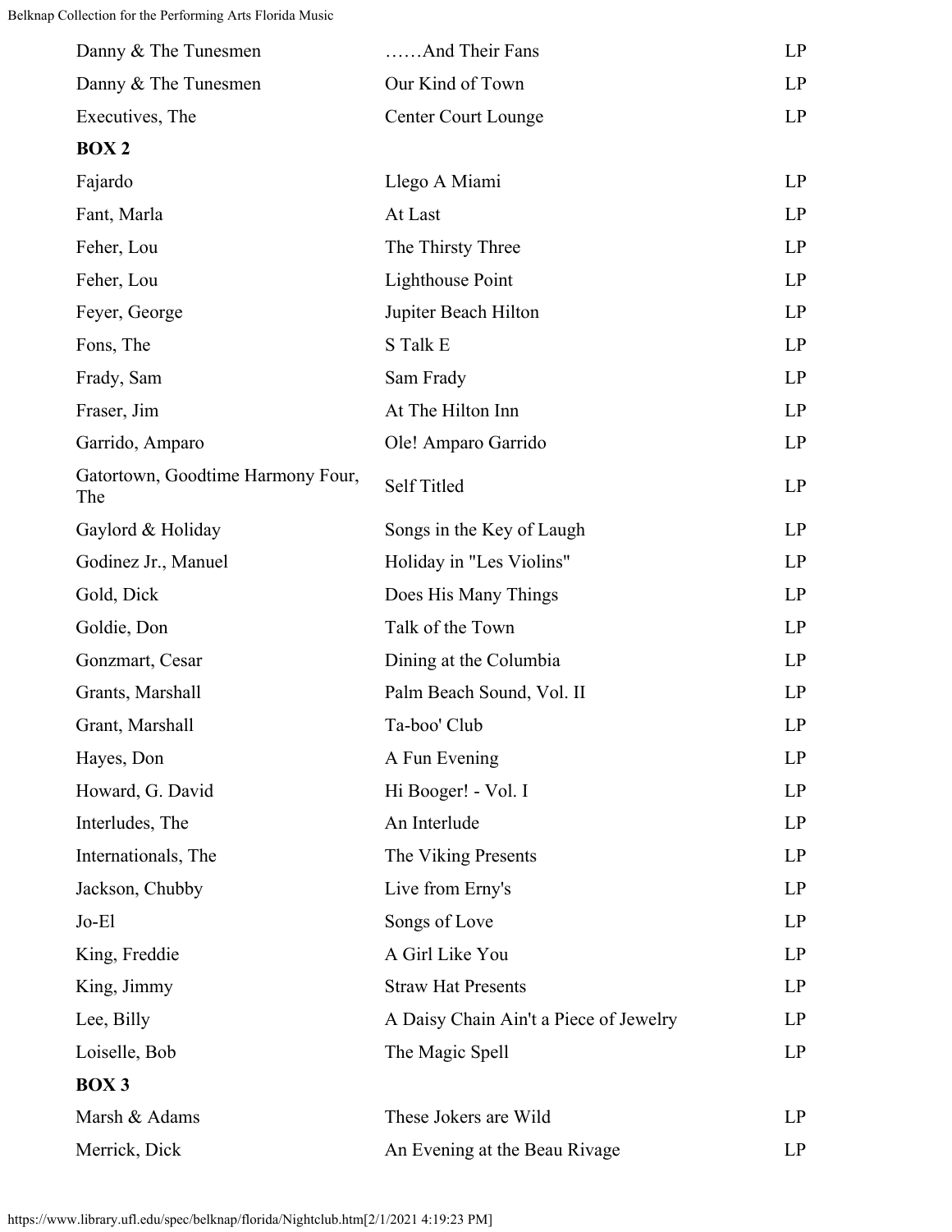| | | |
|---|---|---|
| Danny & The Tunesmen | ……And Their Fans | LP |
| Danny & The Tunesmen | Our Kind of Town | LP |
| Executives, The | Center Court Lounge | LP |
| **BOX 2** | | |
| Fajardo | Llego A Miami | LP |
| Fant, Marla | At Last | LP |
| Feher, Lou | The Thirsty Three | LP |
| Feher, Lou | Lighthouse Point | LP |
| Feyer, George | Jupiter Beach Hilton | LP |
| Fons, The | S Talk E | LP |
| Frady, Sam | Sam Frady | LP |
| Fraser, Jim | At The Hilton Inn | LP |
| Garrido, Amparo | Ole! Amparo Garrido | LP |
| Gatortown, Goodtime Harmony Four, The | Self Titled | LP |
| Gaylord & Holiday | Songs in the Key of Laugh | LP |
| Godinez Jr., Manuel | Holiday in "Les Violins" | LP |
| Gold, Dick | Does His Many Things | LP |
| Goldie, Don | Talk of the Town | LP |
| Gonzmart, Cesar | Dining at the Columbia | LP |
| Grants, Marshall | Palm Beach Sound, Vol. II | LP |
| Grant, Marshall | Ta-boo' Club | LP |
| Hayes, Don | A Fun Evening | LP |
| Howard, G. David | Hi Booger! - Vol. I | LP |
| Interludes, The | An Interlude | LP |
| Internationals, The | The Viking Presents | LP |
| Jackson, Chubby | Live from Erny's | LP |
| Jo-El | Songs of Love | LP |
| King, Freddie | A Girl Like You | LP |
| King, Jimmy | Straw Hat Presents | LP |
| Lee, Billy | A Daisy Chain Ain't a Piece of Jewelry | LP |
| Loiselle, Bob | The Magic Spell | LP |
| **BOX 3** | | |
| Marsh & Adams | These Jokers are Wild | LP |
| Merrick, Dick | An Evening at the Beau Rivage | LP |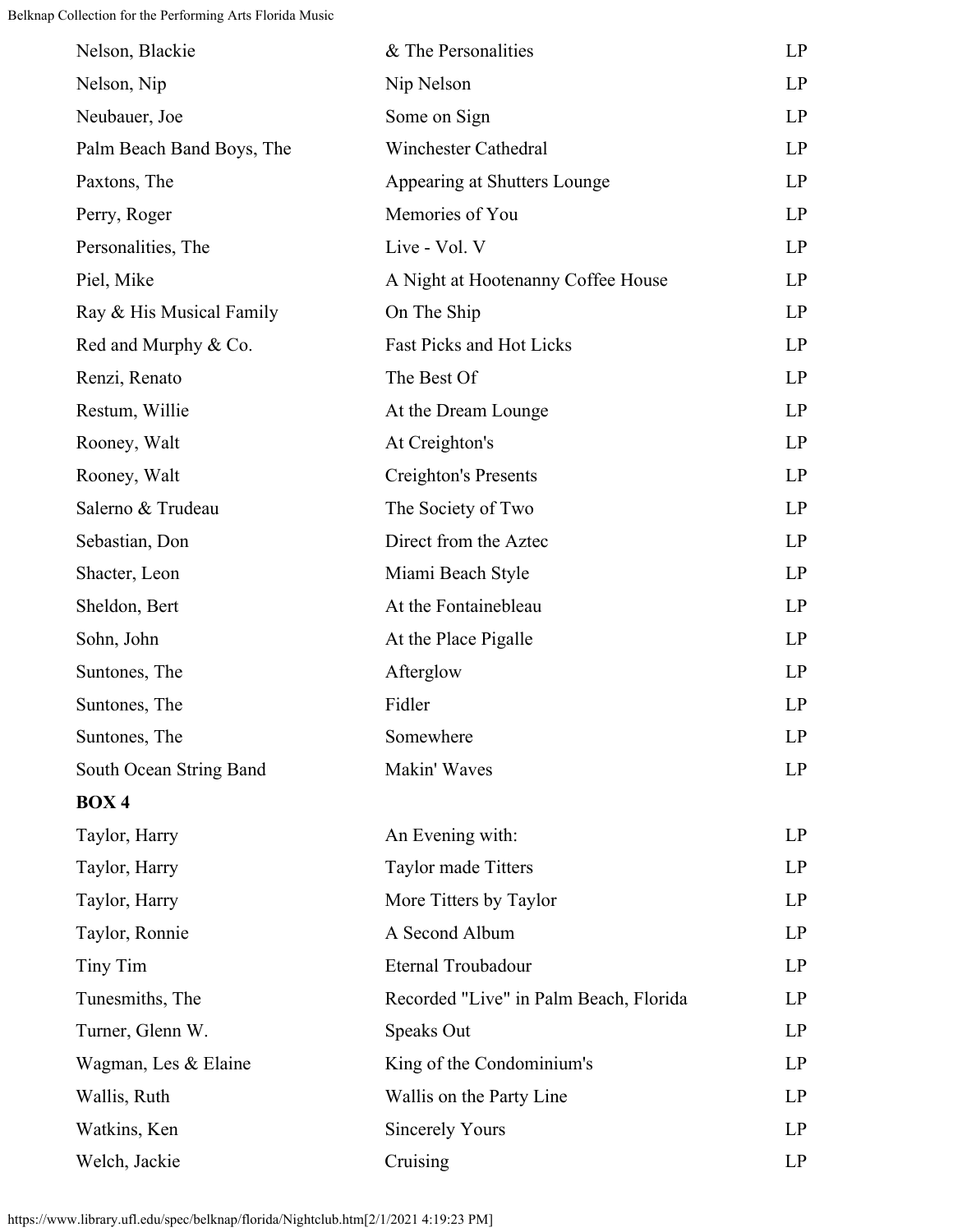| | | |
|---|---|---|
| Nelson, Blackie | & The Personalities | LP |
| Nelson, Nip | Nip Nelson | LP |
| Neubauer, Joe | Some on Sign | LP |
| Palm Beach Band Boys, The | Winchester Cathedral | LP |
| Paxtons, The | Appearing at Shutters Lounge | LP |
| Perry, Roger | Memories of You | LP |
| Personalities, The | Live - Vol. V | LP |
| Piel, Mike | A Night at Hootenanny Coffee House | LP |
| Ray & His Musical Family | On The Ship | LP |
| Red and Murphy & Co. | Fast Picks and Hot Licks | LP |
| Renzi, Renato | The Best Of | LP |
| Restum, Willie | At the Dream Lounge | LP |
| Rooney, Walt | At Creighton's | LP |
| Rooney, Walt | Creighton's Presents | LP |
| Salerno & Trudeau | The Society of Two | LP |
| Sebastian, Don | Direct from the Aztec | LP |
| Shacter, Leon | Miami Beach Style | LP |
| Sheldon, Bert | At the Fontainebleau | LP |
| Sohn, John | At the Place Pigalle | LP |
| Suntones, The | Afterglow | LP |
| Suntones, The | Fidler | LP |
| Suntones, The | Somewhere | LP |
| South Ocean String Band | Makin' Waves | LP |
| **BOX 4** | | |
| Taylor, Harry | An Evening with: | LP |
| Taylor, Harry | Taylor made Titters | LP |
| Taylor, Harry | More Titters by Taylor | LP |
| Taylor, Ronnie | A Second Album | LP |
| Tiny Tim | Eternal Troubadour | LP |
| Tunesmiths, The | Recorded "Live" in Palm Beach, Florida | LP |
| Turner, Glenn W. | Speaks Out | LP |
| Wagman, Les & Elaine | King of the Condominium's | LP |
| Wallis, Ruth | Wallis on the Party Line | LP |
| Watkins, Ken | Sincerely Yours | LP |
| Welch, Jackie | Cruising | LP |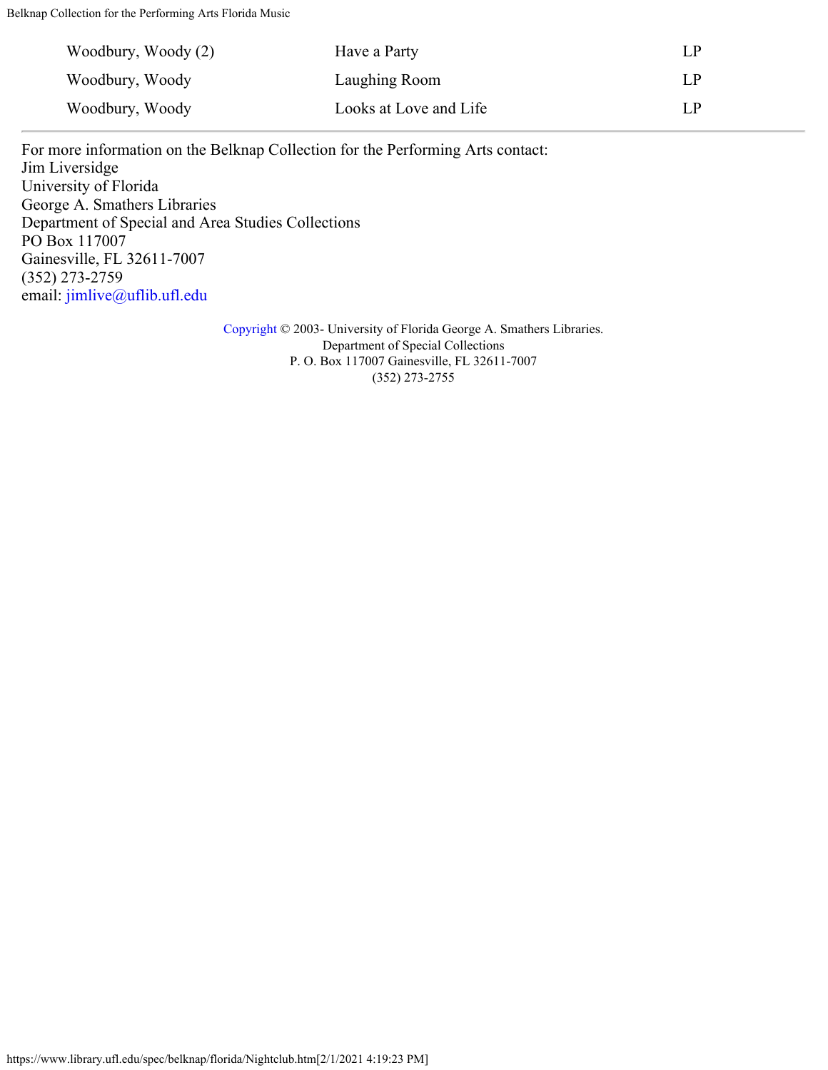| | | |
|---|---|---|
| Woodbury, Woody (2) | Have a Party | LP |
| Woodbury, Woody | Laughing Room | LP |
| Woodbury, Woody | Looks at Love and Life | LP |

---

For more information on the Belknap Collection for the Performing Arts contact:
Jim Liversidge
University of Florida
George A. Smathers Libraries
Department of Special and Area Studies Collections
PO Box 117007
Gainesville, FL 32611-7007
(352) 273-2759
email: jimlive@uflib.ufl.edu

Copyright © 2003- University of Florida George A. Smathers Libraries.
Department of Special Collections
P. O. Box 117007 Gainesville, FL 32611-7007
(352) 273-2755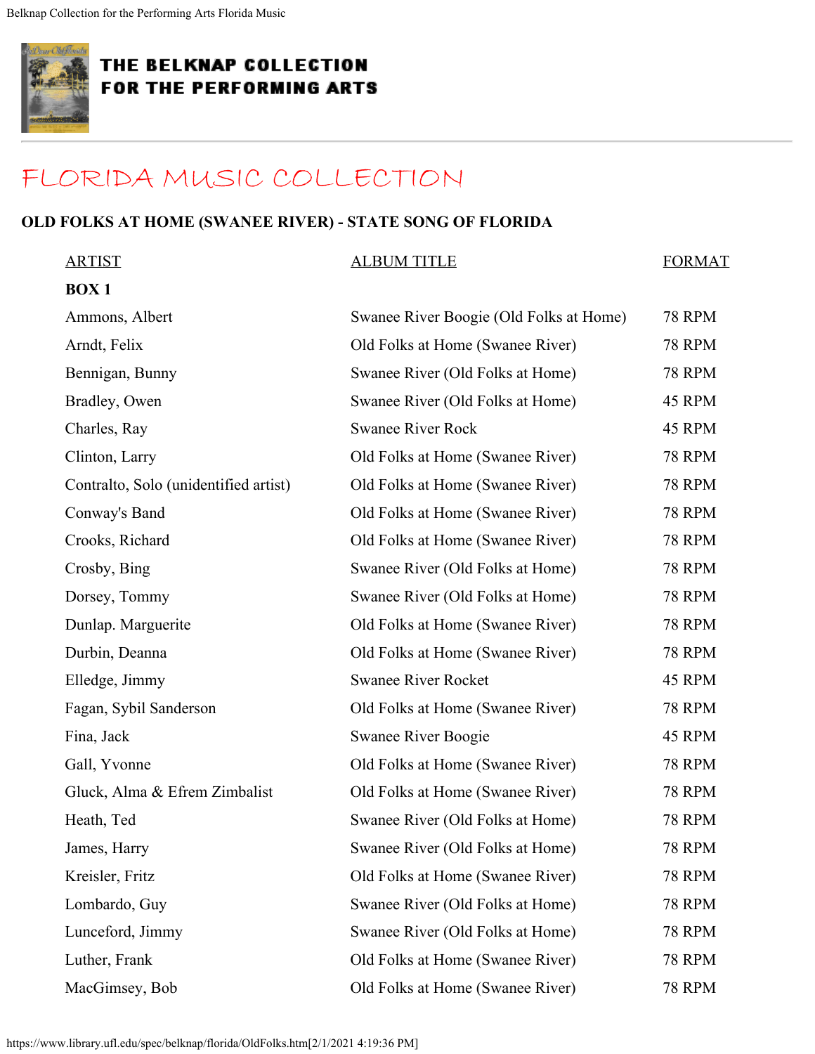# THE BELKNAP COLLECTION FOR THE PERFORMING ARTS

## FLORIDA MUSIC COLLECTION

### OLD FOLKS AT HOME (SWANEE RIVER) - STATE SONG OF FLORIDA

| ARTIST | ALBUM TITLE | FORMAT |
|---|---|---|
| **BOX 1** | | |
| Ammons, Albert | Swanee River Boogie (Old Folks at Home) | 78 RPM |
| Arndt, Felix | Old Folks at Home (Swanee River) | 78 RPM |
| Bennigan, Bunny | Swanee River (Old Folks at Home) | 78 RPM |
| Bradley, Owen | Swanee River (Old Folks at Home) | 45 RPM |
| Charles, Ray | Swanee River Rock | 45 RPM |
| Clinton, Larry | Old Folks at Home (Swanee River) | 78 RPM |
| Contralto, Solo (unidentified artist) | Old Folks at Home (Swanee River) | 78 RPM |
| Conway's Band | Old Folks at Home (Swanee River) | 78 RPM |
| Crooks, Richard | Old Folks at Home (Swanee River) | 78 RPM |
| Crosby, Bing | Swanee River (Old Folks at Home) | 78 RPM |
| Dorsey, Tommy | Swanee River (Old Folks at Home) | 78 RPM |
| Dunlap. Marguerite | Old Folks at Home (Swanee River) | 78 RPM |
| Durbin, Deanna | Old Folks at Home (Swanee River) | 78 RPM |
| Elledge, Jimmy | Swanee River Rocket | 45 RPM |
| Fagan, Sybil Sanderson | Old Folks at Home (Swanee River) | 78 RPM |
| Fina, Jack | Swanee River Boogie | 45 RPM |
| Gall, Yvonne | Old Folks at Home (Swanee River) | 78 RPM |
| Gluck, Alma & Efrem Zimbalist | Old Folks at Home (Swanee River) | 78 RPM |
| Heath, Ted | Swanee River (Old Folks at Home) | 78 RPM |
| James, Harry | Swanee River (Old Folks at Home) | 78 RPM |
| Kreisler, Fritz | Old Folks at Home (Swanee River) | 78 RPM |
| Lombardo, Guy | Swanee River (Old Folks at Home) | 78 RPM |
| Lunceford, Jimmy | Swanee River (Old Folks at Home) | 78 RPM |
| Luther, Frank | Old Folks at Home (Swanee River) | 78 RPM |
| MacGimsey, Bob | Old Folks at Home (Swanee River) | 78 RPM |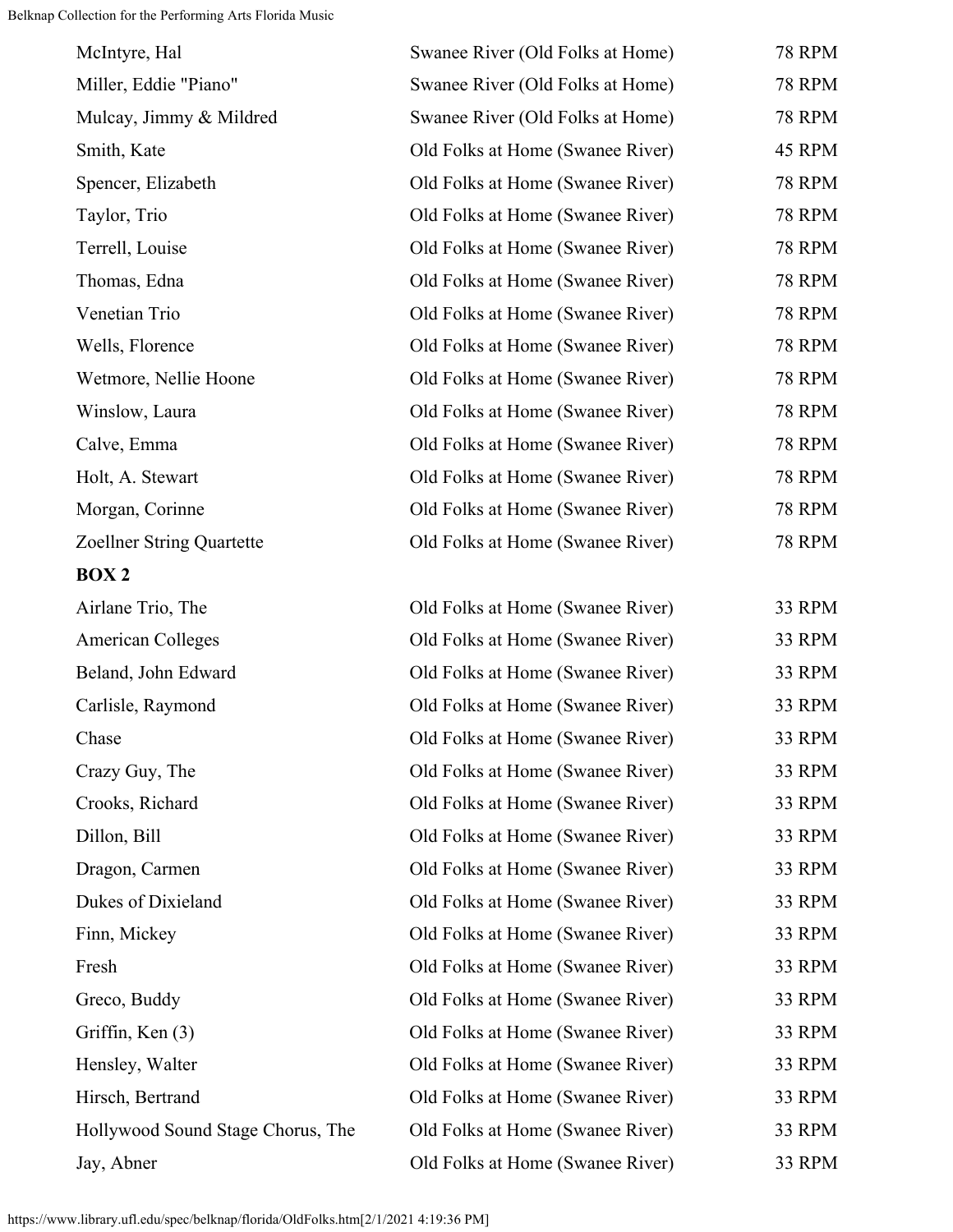| | | |
|---|---|---|
| McIntyre, Hal | Swanee River (Old Folks at Home) | 78 RPM |
| Miller, Eddie "Piano" | Swanee River (Old Folks at Home) | 78 RPM |
| Mulcay, Jimmy & Mildred | Swanee River (Old Folks at Home) | 78 RPM |
| Smith, Kate | Old Folks at Home (Swanee River) | 45 RPM |
| Spencer, Elizabeth | Old Folks at Home (Swanee River) | 78 RPM |
| Taylor, Trio | Old Folks at Home (Swanee River) | 78 RPM |
| Terrell, Louise | Old Folks at Home (Swanee River) | 78 RPM |
| Thomas, Edna | Old Folks at Home (Swanee River) | 78 RPM |
| Venetian Trio | Old Folks at Home (Swanee River) | 78 RPM |
| Wells, Florence | Old Folks at Home (Swanee River) | 78 RPM |
| Wetmore, Nellie Hoone | Old Folks at Home (Swanee River) | 78 RPM |
| Winslow, Laura | Old Folks at Home (Swanee River) | 78 RPM |
| Calve, Emma | Old Folks at Home (Swanee River) | 78 RPM |
| Holt, A. Stewart | Old Folks at Home (Swanee River) | 78 RPM |
| Morgan, Corinne | Old Folks at Home (Swanee River) | 78 RPM |
| Zoellner String Quartette | Old Folks at Home (Swanee River) | 78 RPM |

**BOX 2**

| | | |
|---|---|---|
| Airlane Trio, The | Old Folks at Home (Swanee River) | 33 RPM |
| American Colleges | Old Folks at Home (Swanee River) | 33 RPM |
| Beland, John Edward | Old Folks at Home (Swanee River) | 33 RPM |
| Carlisle, Raymond | Old Folks at Home (Swanee River) | 33 RPM |
| Chase | Old Folks at Home (Swanee River) | 33 RPM |
| Crazy Guy, The | Old Folks at Home (Swanee River) | 33 RPM |
| Crooks, Richard | Old Folks at Home (Swanee River) | 33 RPM |
| Dillon, Bill | Old Folks at Home (Swanee River) | 33 RPM |
| Dragon, Carmen | Old Folks at Home (Swanee River) | 33 RPM |
| Dukes of Dixieland | Old Folks at Home (Swanee River) | 33 RPM |
| Finn, Mickey | Old Folks at Home (Swanee River) | 33 RPM |
| Fresh | Old Folks at Home (Swanee River) | 33 RPM |
| Greco, Buddy | Old Folks at Home (Swanee River) | 33 RPM |
| Griffin, Ken (3) | Old Folks at Home (Swanee River) | 33 RPM |
| Hensley, Walter | Old Folks at Home (Swanee River) | 33 RPM |
| Hirsch, Bertrand | Old Folks at Home (Swanee River) | 33 RPM |
| Hollywood Sound Stage Chorus, The | Old Folks at Home (Swanee River) | 33 RPM |
| Jay, Abner | Old Folks at Home (Swanee River) | 33 RPM |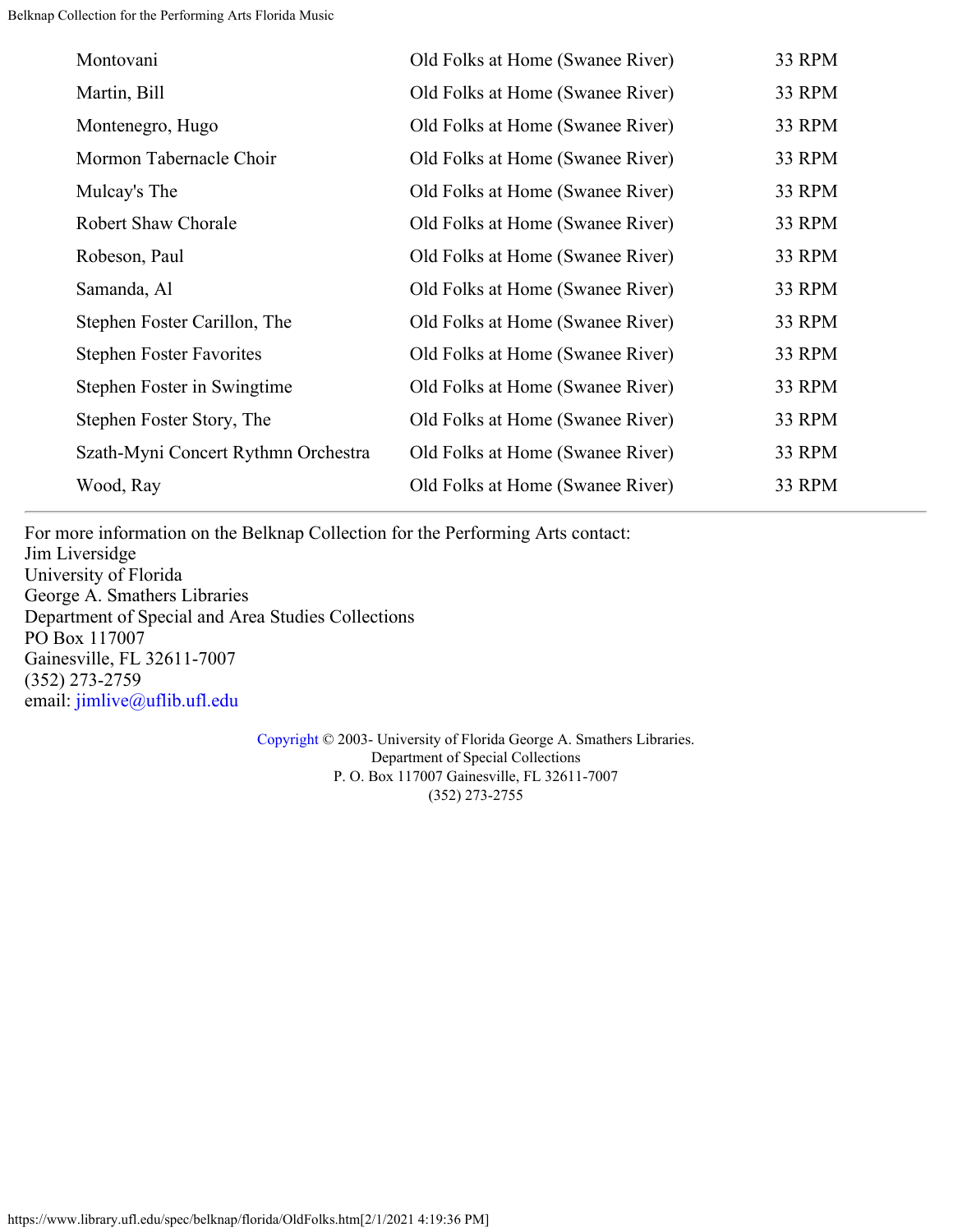| | | |
|---|---|---|
| Montovani | Old Folks at Home (Swanee River) | 33 RPM |
| Martin, Bill | Old Folks at Home (Swanee River) | 33 RPM |
| Montenegro, Hugo | Old Folks at Home (Swanee River) | 33 RPM |
| Mormon Tabernacle Choir | Old Folks at Home (Swanee River) | 33 RPM |
| Mulcay's The | Old Folks at Home (Swanee River) | 33 RPM |
| Robert Shaw Chorale | Old Folks at Home (Swanee River) | 33 RPM |
| Robeson, Paul | Old Folks at Home (Swanee River) | 33 RPM |
| Samanda, Al | Old Folks at Home (Swanee River) | 33 RPM |
| Stephen Foster Carillon, The | Old Folks at Home (Swanee River) | 33 RPM |
| Stephen Foster Favorites | Old Folks at Home (Swanee River) | 33 RPM |
| Stephen Foster in Swingtime | Old Folks at Home (Swanee River) | 33 RPM |
| Stephen Foster Story, The | Old Folks at Home (Swanee River) | 33 RPM |
| Szath-Myni Concert Rythmn Orchestra | Old Folks at Home (Swanee River) | 33 RPM |
| Wood, Ray | Old Folks at Home (Swanee River) | 33 RPM |

---

For more information on the Belknap Collection for the Performing Arts contact:
Jim Liversidge
University of Florida
George A. Smathers Libraries
Department of Special and Area Studies Collections
PO Box 117007
Gainesville, FL 32611-7007
(352) 273-2759
email: jimlive@uflib.ufl.edu

Copyright © 2003- University of Florida George A. Smathers Libraries.
Department of Special Collections
P. O. Box 117007 Gainesville, FL 32611-7007
(352) 273-2755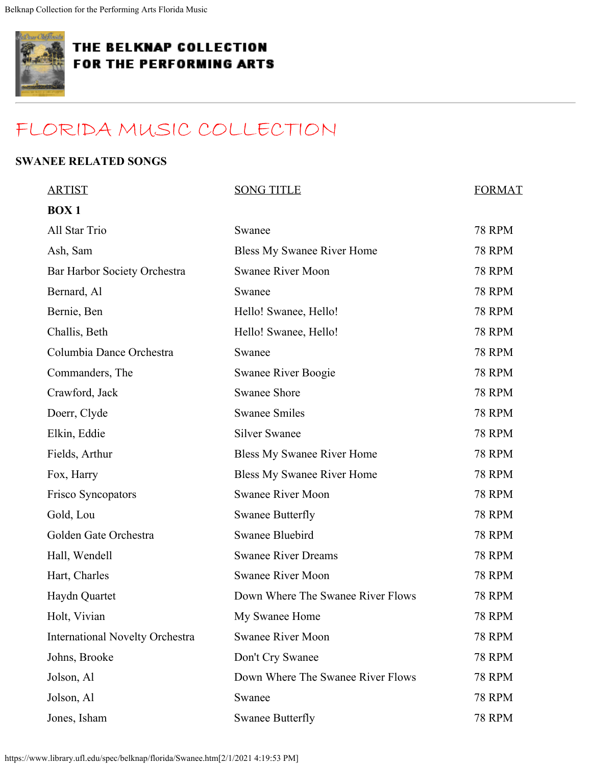# THE BELKNAP COLLECTION FOR THE PERFORMING ARTS

## FLORIDA MUSIC COLLECTION

### SWANEE RELATED SONGS

| ARTIST | SONG TITLE | FORMAT |
|---|---|---|
| **BOX 1** | | |
| All Star Trio | Swanee | 78 RPM |
| Ash, Sam | Bless My Swanee River Home | 78 RPM |
| Bar Harbor Society Orchestra | Swanee River Moon | 78 RPM |
| Bernard, Al | Swanee | 78 RPM |
| Bernie, Ben | Hello! Swanee, Hello! | 78 RPM |
| Challis, Beth | Hello! Swanee, Hello! | 78 RPM |
| Columbia Dance Orchestra | Swanee | 78 RPM |
| Commanders, The | Swanee River Boogie | 78 RPM |
| Crawford, Jack | Swanee Shore | 78 RPM |
| Doerr, Clyde | Swanee Smiles | 78 RPM |
| Elkin, Eddie | Silver Swanee | 78 RPM |
| Fields, Arthur | Bless My Swanee River Home | 78 RPM |
| Fox, Harry | Bless My Swanee River Home | 78 RPM |
| Frisco Syncopators | Swanee River Moon | 78 RPM |
| Gold, Lou | Swanee Butterfly | 78 RPM |
| Golden Gate Orchestra | Swanee Bluebird | 78 RPM |
| Hall, Wendell | Swanee River Dreams | 78 RPM |
| Hart, Charles | Swanee River Moon | 78 RPM |
| Haydn Quartet | Down Where The Swanee River Flows | 78 RPM |
| Holt, Vivian | My Swanee Home | 78 RPM |
| International Novelty Orchestra | Swanee River Moon | 78 RPM |
| Johns, Brooke | Don't Cry Swanee | 78 RPM |
| Jolson, Al | Down Where The Swanee River Flows | 78 RPM |
| Jolson, Al | Swanee | 78 RPM |
| Jones, Isham | Swanee Butterfly | 78 RPM |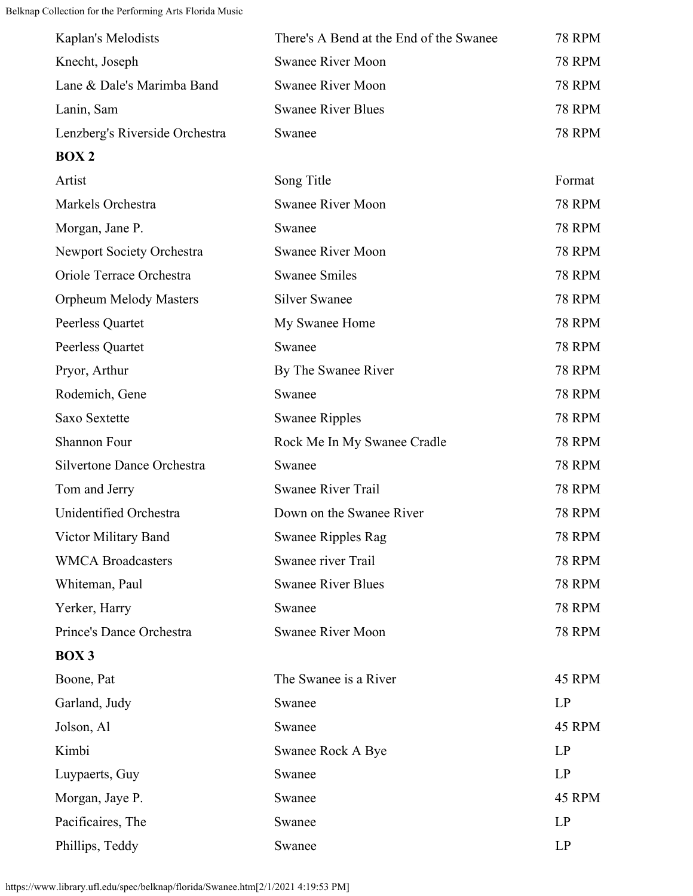| | | |
|---|---|---|
| Kaplan's Melodists | There's A Bend at the End of the Swanee | 78 RPM |
| Knecht, Joseph | Swanee River Moon | 78 RPM |
| Lane & Dale's Marimba Band | Swanee River Moon | 78 RPM |
| Lanin, Sam | Swanee River Blues | 78 RPM |
| Lenzberg's Riverside Orchestra | Swanee | 78 RPM |

**BOX 2**

| Artist | Song Title | Format |
|---|---|---|
| Markels Orchestra | Swanee River Moon | 78 RPM |
| Morgan, Jane P. | Swanee | 78 RPM |
| Newport Society Orchestra | Swanee River Moon | 78 RPM |
| Oriole Terrace Orchestra | Swanee Smiles | 78 RPM |
| Orpheum Melody Masters | Silver Swanee | 78 RPM |
| Peerless Quartet | My Swanee Home | 78 RPM |
| Peerless Quartet | Swanee | 78 RPM |
| Pryor, Arthur | By The Swanee River | 78 RPM |
| Rodemich, Gene | Swanee | 78 RPM |
| Saxo Sextette | Swanee Ripples | 78 RPM |
| Shannon Four | Rock Me In My Swanee Cradle | 78 RPM |
| Silvertone Dance Orchestra | Swanee | 78 RPM |
| Tom and Jerry | Swanee River Trail | 78 RPM |
| Unidentified Orchestra | Down on the Swanee River | 78 RPM |
| Victor Military Band | Swanee Ripples Rag | 78 RPM |
| WMCA Broadcasters | Swanee river Trail | 78 RPM |
| Whiteman, Paul | Swanee River Blues | 78 RPM |
| Yerker, Harry | Swanee | 78 RPM |
| Prince's Dance Orchestra | Swanee River Moon | 78 RPM |

**BOX 3**

| | | |
|---|---|---|
| Boone, Pat | The Swanee is a River | 45 RPM |
| Garland, Judy | Swanee | LP |
| Jolson, Al | Swanee | 45 RPM |
| Kimbi | Swanee Rock A Bye | LP |
| Luypaerts, Guy | Swanee | LP |
| Morgan, Jaye P. | Swanee | 45 RPM |
| Pacificaires, The | Swanee | LP |
| Phillips, Teddy | Swanee | LP |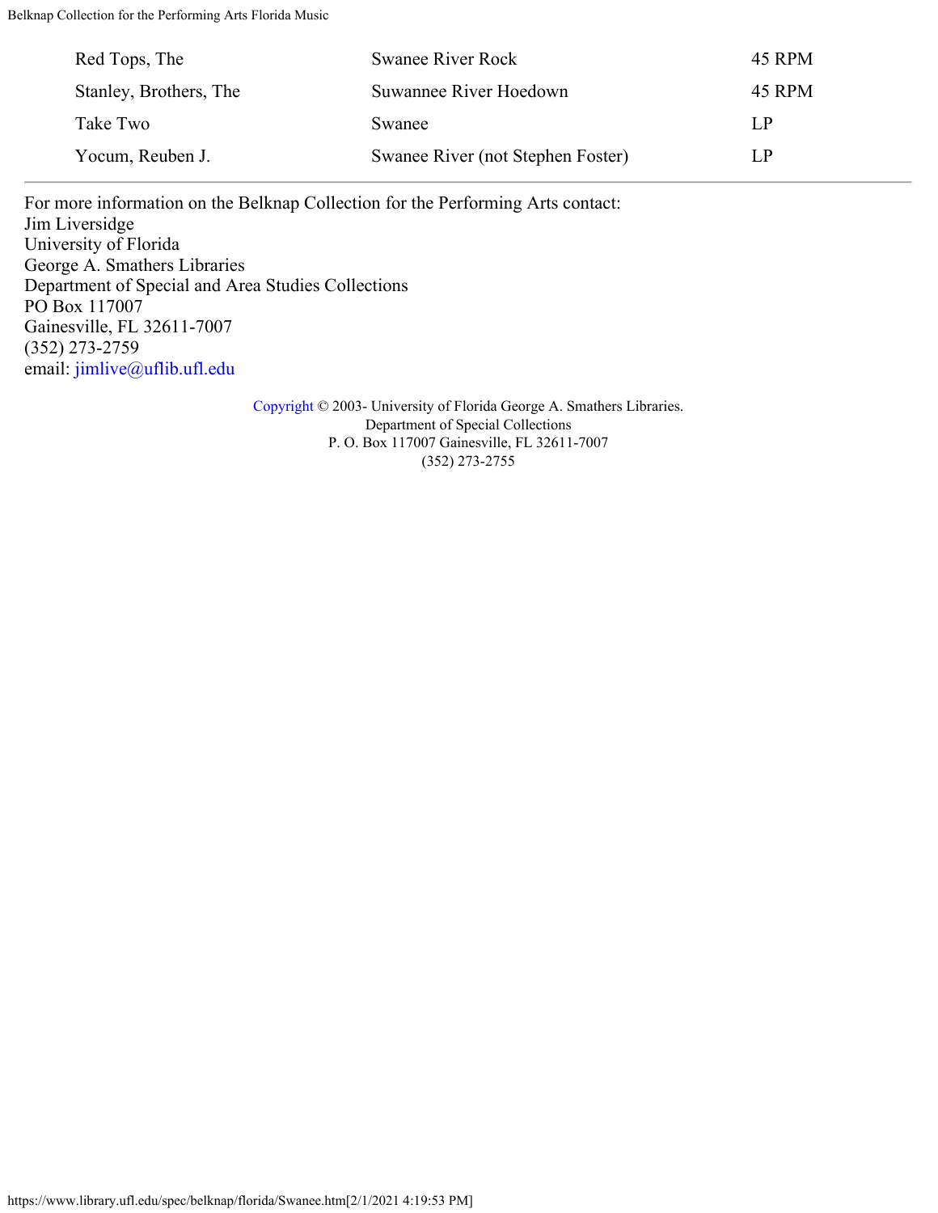| | | |
|---|---|---|
| Red Tops, The | Swanee River Rock | 45 RPM |
| Stanley, Brothers, The | Suwannee River Hoedown | 45 RPM |
| Take Two | Swanee | LP |
| Yocum, Reuben J. | Swanee River (not Stephen Foster) | LP |

---

For more information on the Belknap Collection for the Performing Arts contact:
Jim Liversidge
University of Florida
George A. Smathers Libraries
Department of Special and Area Studies Collections
PO Box 117007
Gainesville, FL 32611-7007
(352) 273-2759
email: jimlive@uflib.ufl.edu

Copyright © 2003- University of Florida George A. Smathers Libraries.
Department of Special Collections
P. O. Box 117007 Gainesville, FL 32611-7007
(352) 273-2755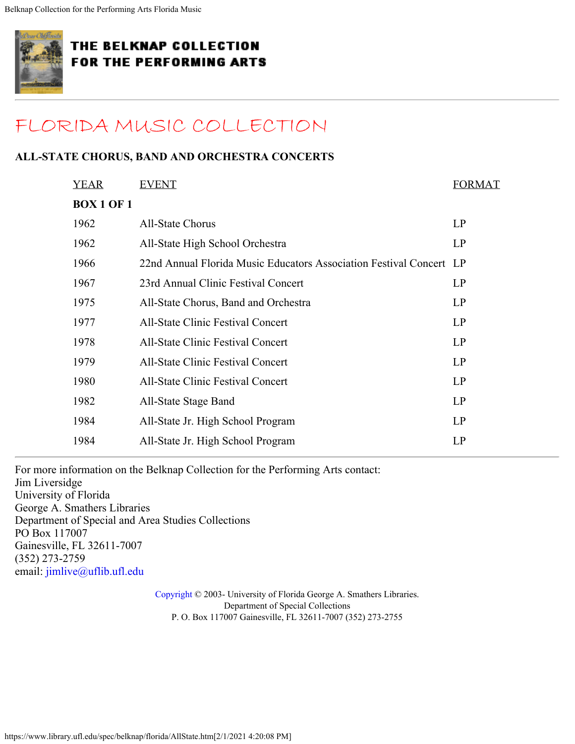# THE BELKNAP COLLECTION FOR THE PERFORMING ARTS

## FLORIDA MUSIC COLLECTION

### ALL-STATE CHORUS, BAND AND ORCHESTRA CONCERTS

| YEAR | EVENT | FORMAT |
|---|---|---|
| **BOX 1 OF 1** | | |
| 1962 | All-State Chorus | LP |
| 1962 | All-State High School Orchestra | LP |
| 1966 | 22nd Annual Florida Music Educators Association Festival Concert | LP |
| 1967 | 23rd Annual Clinic Festival Concert | LP |
| 1975 | All-State Chorus, Band and Orchestra | LP |
| 1977 | All-State Clinic Festival Concert | LP |
| 1978 | All-State Clinic Festival Concert | LP |
| 1979 | All-State Clinic Festival Concert | LP |
| 1980 | All-State Clinic Festival Concert | LP |
| 1982 | All-State Stage Band | LP |
| 1984 | All-State Jr. High School Program | LP |
| 1984 | All-State Jr. High School Program | LP |

For more information on the Belknap Collection for the Performing Arts contact:
Jim Liversidge
University of Florida
George A. Smathers Libraries
Department of Special and Area Studies Collections
PO Box 117007
Gainesville, FL 32611-7007
(352) 273-2759
email: jimlive@uflib.ufl.edu

Copyright © 2003- University of Florida George A. Smathers Libraries.
Department of Special Collections
P. O. Box 117007 Gainesville, FL 32611-7007 (352) 273-2755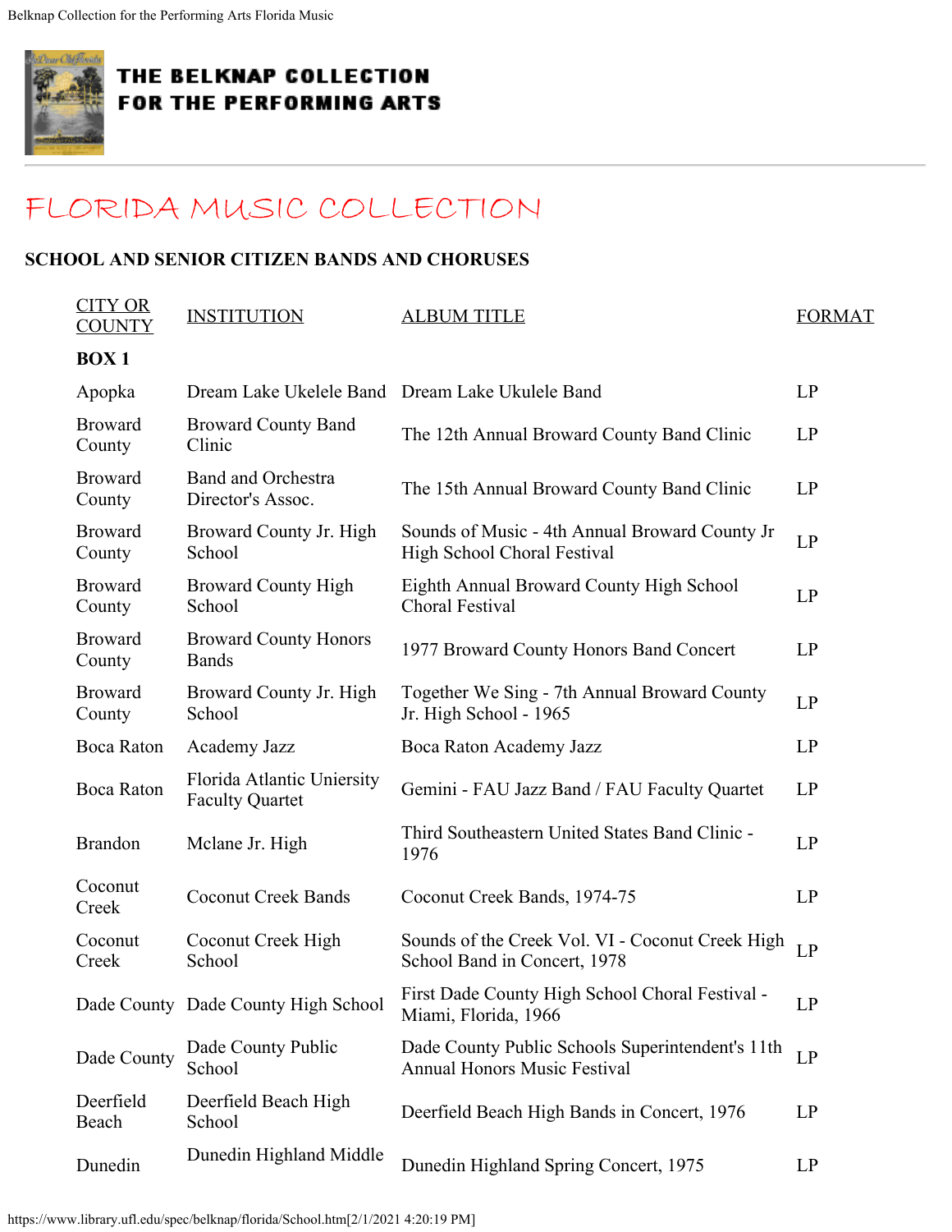# THE BELKNAP COLLECTION FOR THE PERFORMING ARTS

## FLORIDA MUSIC COLLECTION

### SCHOOL AND SENIOR CITIZEN BANDS AND CHORUSES

| CITY OR COUNTY | INSTITUTION | ALBUM TITLE | FORMAT |
|---|---|---|---|
| **BOX 1** | | | |
| Apopka | Dream Lake Ukelele Band | Dream Lake Ukulele Band | LP |
| Broward County | Broward County Band Clinic | The 12th Annual Broward County Band Clinic | LP |
| Broward County | Band and Orchestra Director's Assoc. | The 15th Annual Broward County Band Clinic | LP |
| Broward County | Broward County Jr. High School | Sounds of Music - 4th Annual Broward County Jr High School Choral Festival | LP |
| Broward County | Broward County High School | Eighth Annual Broward County High School Choral Festival | LP |
| Broward County | Broward County Honors Bands | 1977 Broward County Honors Band Concert | LP |
| Broward County | Broward County Jr. High School | Together We Sing - 7th Annual Broward County Jr. High School - 1965 | LP |
| Boca Raton | Academy Jazz | Boca Raton Academy Jazz | LP |
| Boca Raton | Florida Atlantic Uniersity Faculty Quartet | Gemini - FAU Jazz Band / FAU Faculty Quartet | LP |
| Brandon | Mclane Jr. High | Third Southeastern United States Band Clinic - 1976 | LP |
| Coconut Creek | Coconut Creek Bands | Coconut Creek Bands, 1974-75 | LP |
| Coconut Creek | Coconut Creek High School | Sounds of the Creek Vol. VI - Coconut Creek High School Band in Concert, 1978 | LP |
| Dade County | Dade County High School | First Dade County High School Choral Festival - Miami, Florida, 1966 | LP |
| Dade County | Dade County Public School | Dade County Public Schools Superintendent's 11th Annual Honors Music Festival | LP |
| Deerfield Beach | Deerfield Beach High School | Deerfield Beach High Bands in Concert, 1976 | LP |
| Dunedin | Dunedin Highland Middle | Dunedin Highland Spring Concert, 1975 | LP |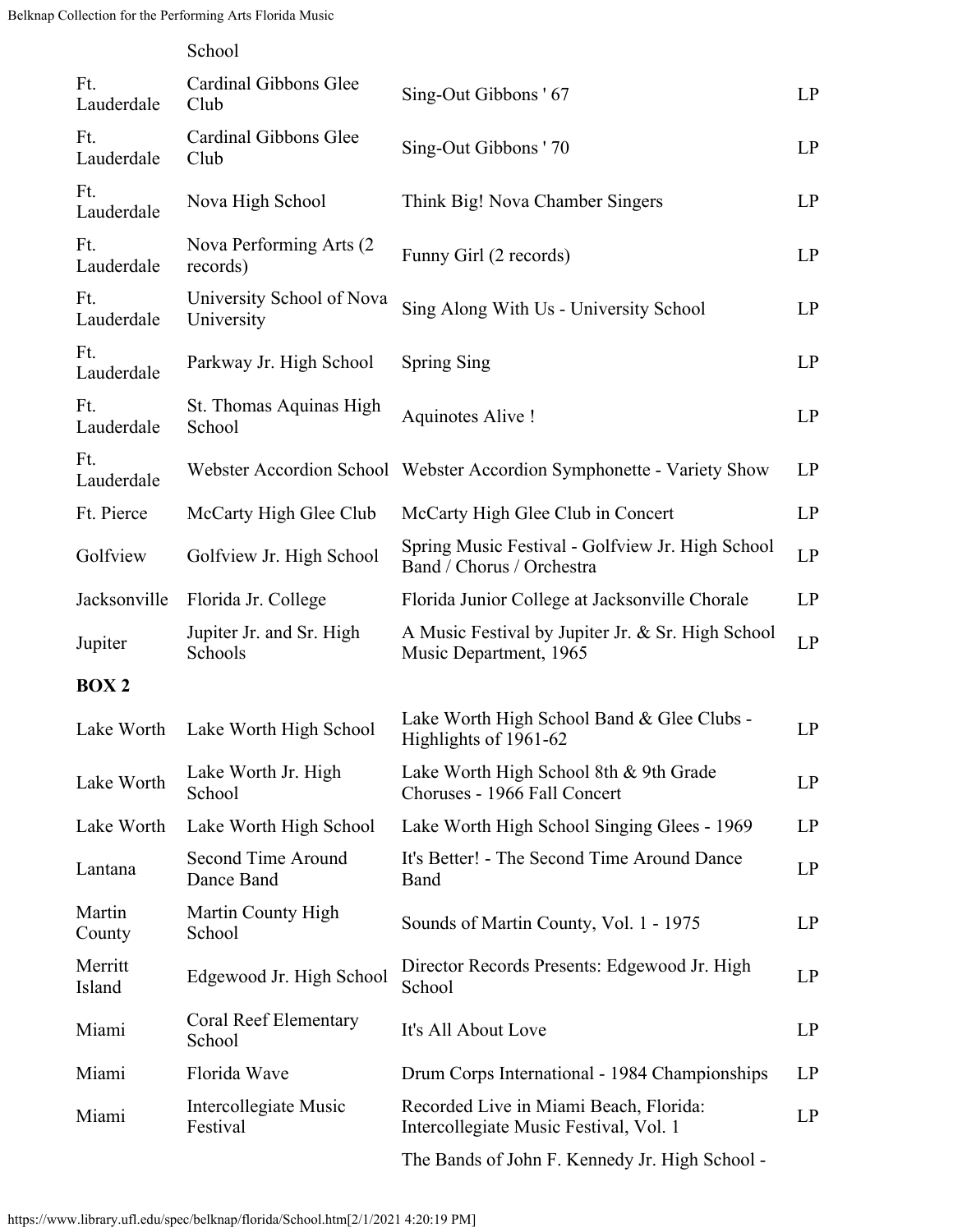| | School | | |
|---|---|---|---|
| Ft. Lauderdale | Cardinal Gibbons Glee Club | Sing-Out Gibbons ' 67 | LP |
| Ft. Lauderdale | Cardinal Gibbons Glee Club | Sing-Out Gibbons ' 70 | LP |
| Ft. Lauderdale | Nova High School | Think Big! Nova Chamber Singers | LP |
| Ft. Lauderdale | Nova Performing Arts (2 records) | Funny Girl (2 records) | LP |
| Ft. Lauderdale | University School of Nova University | Sing Along With Us - University School | LP |
| Ft. Lauderdale | Parkway Jr. High School | Spring Sing | LP |
| Ft. Lauderdale | St. Thomas Aquinas High School | Aquinotes Alive ! | LP |
| Ft. Lauderdale | Webster Accordion School | Webster Accordion Symphonette - Variety Show | LP |
| Ft. Pierce | McCarty High Glee Club | McCarty High Glee Club in Concert | LP |
| Golfview | Golfview Jr. High School | Spring Music Festival - Golfview Jr. High School Band / Chorus / Orchestra | LP |
| Jacksonville | Florida Jr. College | Florida Junior College at Jacksonville Chorale | LP |
| Jupiter | Jupiter Jr. and Sr. High Schools | A Music Festival by Jupiter Jr. & Sr. High School Music Department, 1965 | LP |

**BOX 2**

| | | | |
|---|---|---|---|
| Lake Worth | Lake Worth High School | Lake Worth High School Band & Glee Clubs - Highlights of 1961-62 | LP |
| Lake Worth | Lake Worth Jr. High School | Lake Worth High School 8th & 9th Grade Choruses - 1966 Fall Concert | LP |
| Lake Worth | Lake Worth High School | Lake Worth High School Singing Glees - 1969 | LP |
| Lantana | Second Time Around Dance Band | It's Better! - The Second Time Around Dance Band | LP |
| Martin County | Martin County High School | Sounds of Martin County, Vol. 1 - 1975 | LP |
| Merritt Island | Edgewood Jr. High School | Director Records Presents: Edgewood Jr. High School | LP |
| Miami | Coral Reef Elementary School | It's All About Love | LP |
| Miami | Florida Wave | Drum Corps International - 1984 Championships | LP |
| Miami | Intercollegiate Music Festival | Recorded Live in Miami Beach, Florida: Intercollegiate Music Festival, Vol. 1 | LP |
| | | The Bands of John F. Kennedy Jr. High School - | |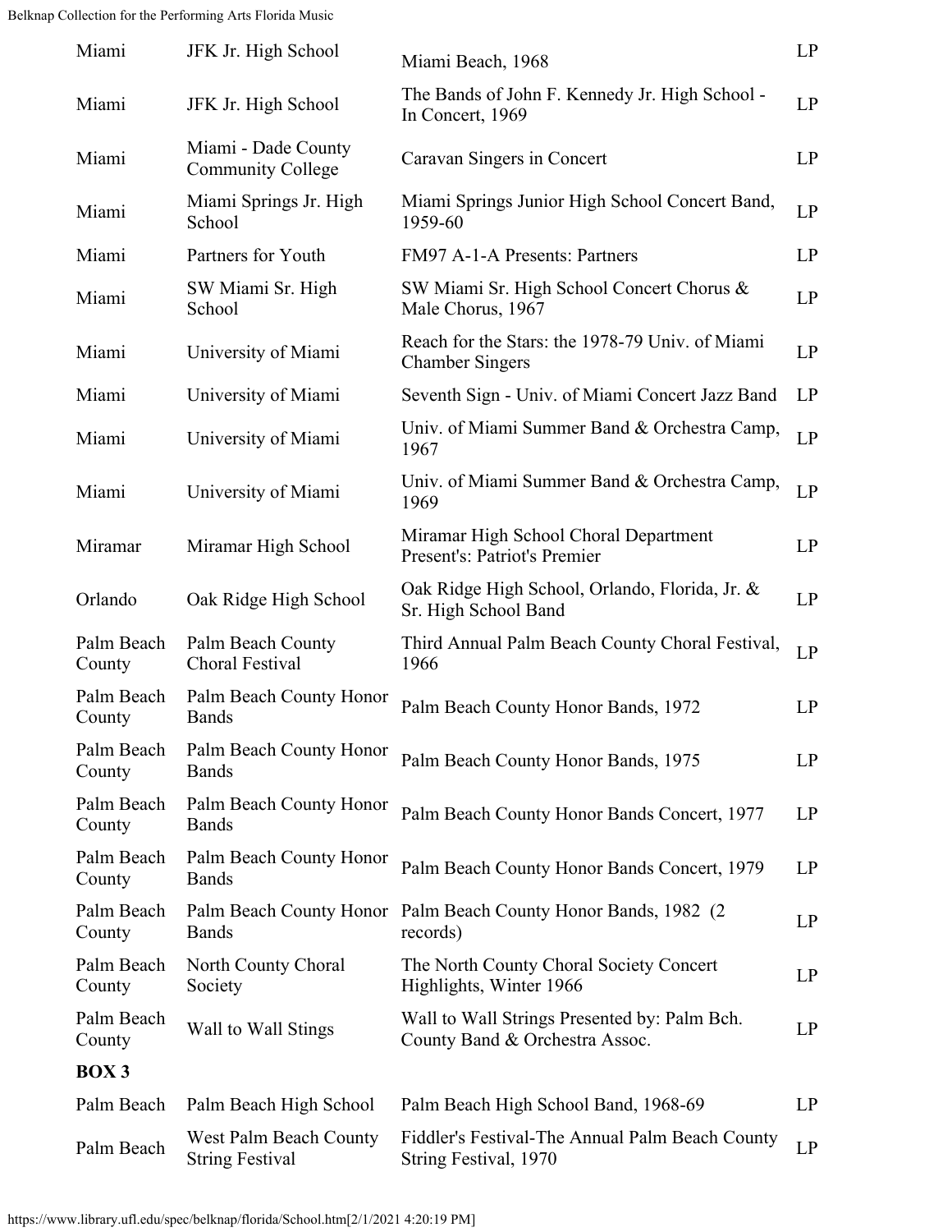| | | | |
|---|---|---|---|
| Miami | JFK Jr. High School | Miami Beach, 1968 | LP |
| Miami | JFK Jr. High School | The Bands of John F. Kennedy Jr. High School - In Concert, 1969 | LP |
| Miami | Miami - Dade County Community College | Caravan Singers in Concert | LP |
| Miami | Miami Springs Jr. High School | Miami Springs Junior High School Concert Band, 1959-60 | LP |
| Miami | Partners for Youth | FM97 A-1-A Presents: Partners | LP |
| Miami | SW Miami Sr. High School | SW Miami Sr. High School Concert Chorus & Male Chorus, 1967 | LP |
| Miami | University of Miami | Reach for the Stars: the 1978-79 Univ. of Miami Chamber Singers | LP |
| Miami | University of Miami | Seventh Sign - Univ. of Miami Concert Jazz Band | LP |
| Miami | University of Miami | Univ. of Miami Summer Band & Orchestra Camp, 1967 | LP |
| Miami | University of Miami | Univ. of Miami Summer Band & Orchestra Camp, 1969 | LP |
| Miramar | Miramar High School | Miramar High School Choral Department Present's: Patriot's Premier | LP |
| Orlando | Oak Ridge High School | Oak Ridge High School, Orlando, Florida, Jr. & Sr. High School Band | LP |
| Palm Beach County | Palm Beach County Choral Festival | Third Annual Palm Beach County Choral Festival, 1966 | LP |
| Palm Beach County | Palm Beach County Honor Bands | Palm Beach County Honor Bands, 1972 | LP |
| Palm Beach County | Palm Beach County Honor Bands | Palm Beach County Honor Bands, 1975 | LP |
| Palm Beach County | Palm Beach County Honor Bands | Palm Beach County Honor Bands Concert, 1977 | LP |
| Palm Beach County | Palm Beach County Honor Bands | Palm Beach County Honor Bands Concert, 1979 | LP |
| Palm Beach County | Palm Beach County Honor Bands | Palm Beach County Honor Bands, 1982 (2 records) | LP |
| Palm Beach County | North County Choral Society | The North County Choral Society Concert Highlights, Winter 1966 | LP |
| Palm Beach County | Wall to Wall Stings | Wall to Wall Strings Presented by: Palm Bch. County Band & Orchestra Assoc. | LP |
| **BOX 3** | | | |
| Palm Beach | Palm Beach High School | Palm Beach High School Band, 1968-69 | LP |
| Palm Beach | West Palm Beach County String Festival | Fiddler's Festival-The Annual Palm Beach County String Festival, 1970 | LP |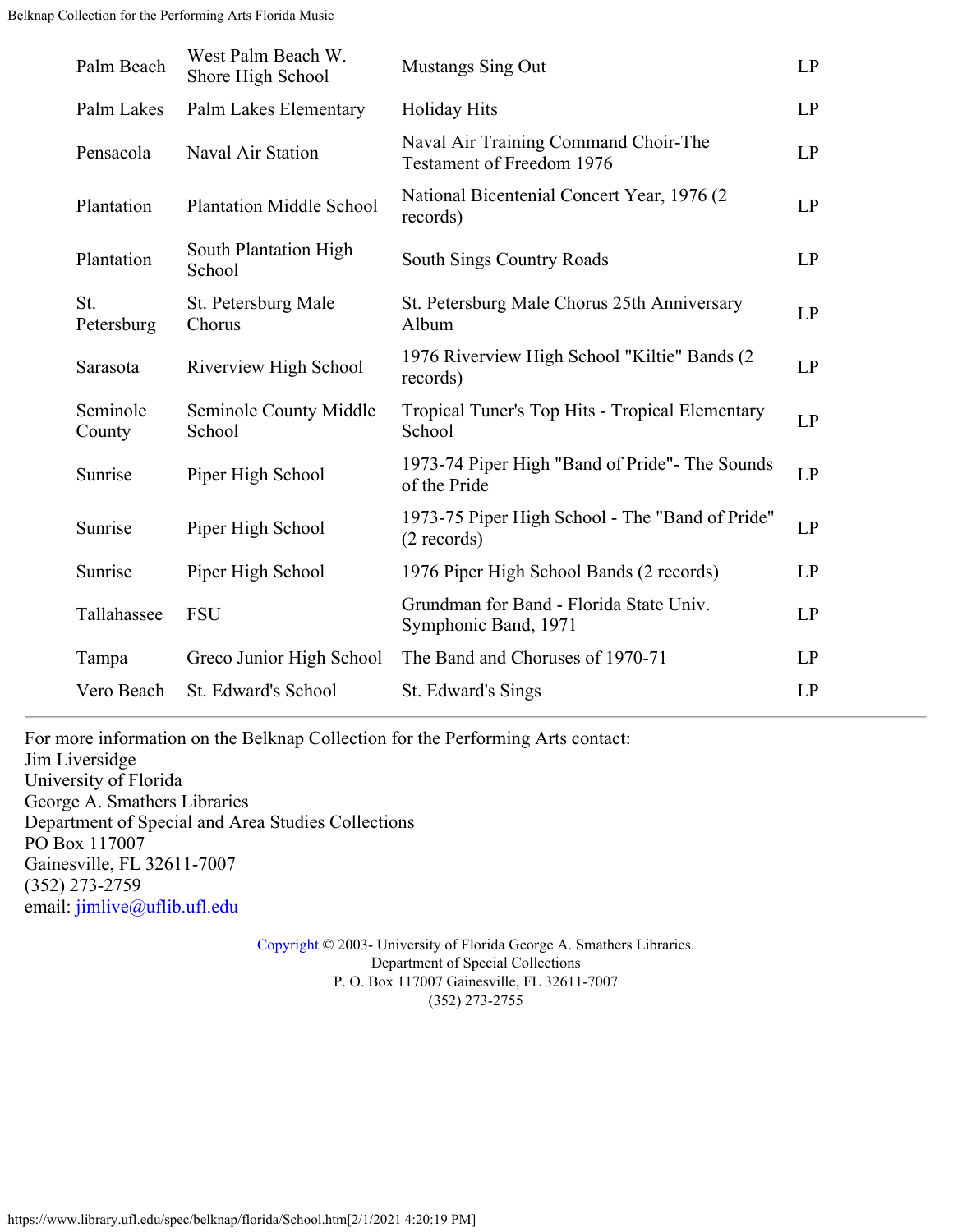| | | | |
|---|---|---|---|
| Palm Beach | West Palm Beach W. Shore High School | Mustangs Sing Out | LP |
| Palm Lakes | Palm Lakes Elementary | Holiday Hits | LP |
| Pensacola | Naval Air Station | Naval Air Training Command Choir-The Testament of Freedom 1976 | LP |
| Plantation | Plantation Middle School | National Bicentenial Concert Year, 1976 (2 records) | LP |
| Plantation | South Plantation High School | South Sings Country Roads | LP |
| St. Petersburg | St. Petersburg Male Chorus | St. Petersburg Male Chorus 25th Anniversary Album | LP |
| Sarasota | Riverview High School | 1976 Riverview High School "Kiltie" Bands (2 records) | LP |
| Seminole County | Seminole County Middle School | Tropical Tuner's Top Hits - Tropical Elementary School | LP |
| Sunrise | Piper High School | 1973-74 Piper High "Band of Pride"- The Sounds of the Pride | LP |
| Sunrise | Piper High School | 1973-75 Piper High School - The "Band of Pride" (2 records) | LP |
| Sunrise | Piper High School | 1976 Piper High School Bands (2 records) | LP |
| Tallahassee | FSU | Grundman for Band - Florida State Univ. Symphonic Band, 1971 | LP |
| Tampa | Greco Junior High School | The Band and Choruses of 1970-71 | LP |
| Vero Beach | St. Edward's School | St. Edward's Sings | LP |

For more information on the Belknap Collection for the Performing Arts contact:
Jim Liversidge
University of Florida
George A. Smathers Libraries
Department of Special and Area Studies Collections
PO Box 117007
Gainesville, FL 32611-7007
(352) 273-2759
email: jimlive@uflib.ufl.edu

Copyright © 2003- University of Florida George A. Smathers Libraries.
Department of Special Collections
P. O. Box 117007 Gainesville, FL 32611-7007
(352) 273-2755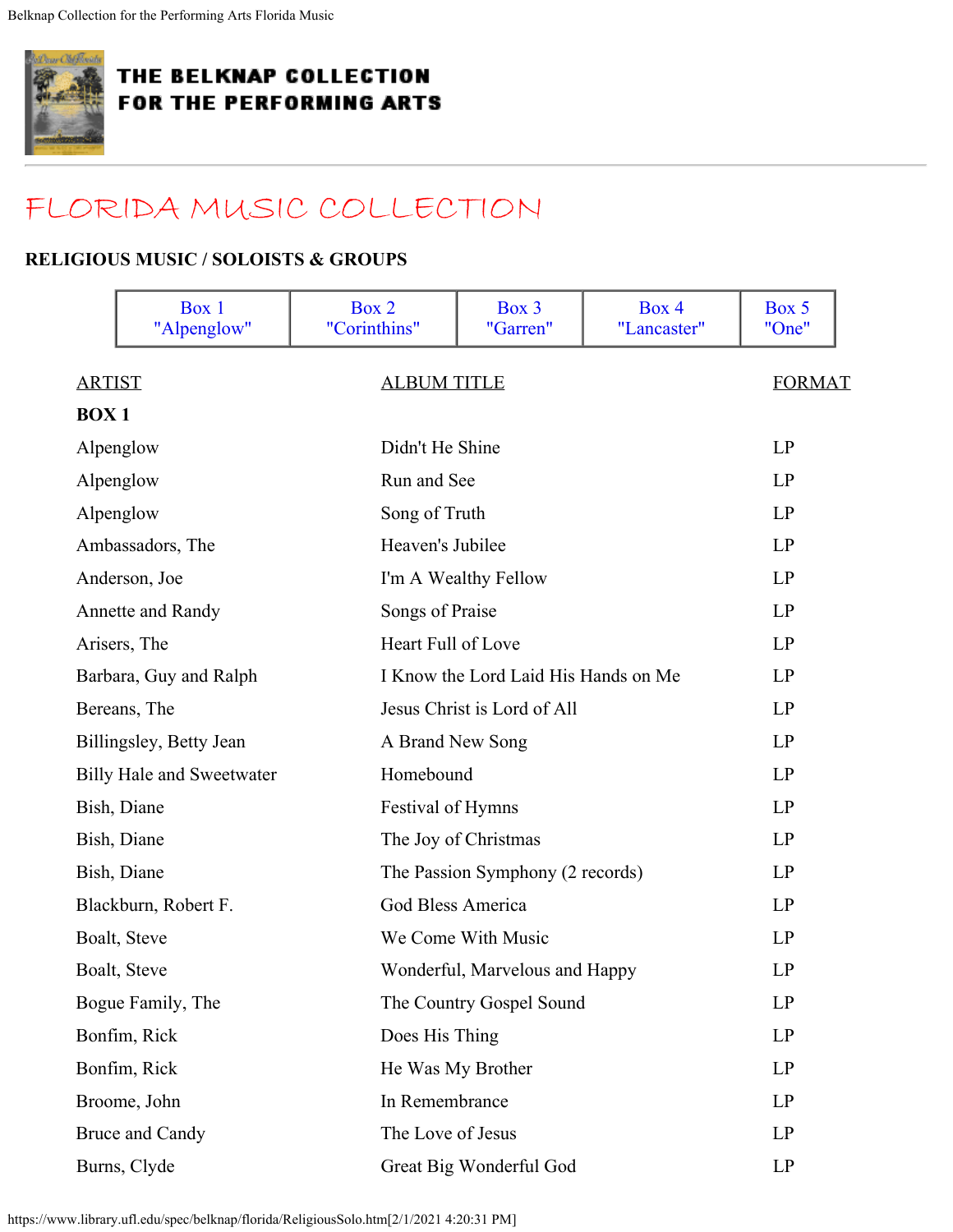# THE BELKNAP COLLECTION FOR THE PERFORMING ARTS

## FLORIDA MUSIC COLLECTION

### RELIGIOUS MUSIC / SOLOISTS & GROUPS

| Box 1 "Alpenglow" | Box 2 "Corinthins" | Box 3 "Garren" | Box 4 "Lancaster" | Box 5 "One" |
|---|---|---|---|---|

| ARTIST | ALBUM TITLE | FORMAT |
|---|---|---|
| **BOX 1** | | |
| Alpenglow | Didn't He Shine | LP |
| Alpenglow | Run and See | LP |
| Alpenglow | Song of Truth | LP |
| Ambassadors, The | Heaven's Jubilee | LP |
| Anderson, Joe | I'm A Wealthy Fellow | LP |
| Annette and Randy | Songs of Praise | LP |
| Arisers, The | Heart Full of Love | LP |
| Barbara, Guy and Ralph | I Know the Lord Laid His Hands on Me | LP |
| Bereans, The | Jesus Christ is Lord of All | LP |
| Billingsley, Betty Jean | A Brand New Song | LP |
| Billy Hale and Sweetwater | Homebound | LP |
| Bish, Diane | Festival of Hymns | LP |
| Bish, Diane | The Joy of Christmas | LP |
| Bish, Diane | The Passion Symphony (2 records) | LP |
| Blackburn, Robert F. | God Bless America | LP |
| Boalt, Steve | We Come With Music | LP |
| Boalt, Steve | Wonderful, Marvelous and Happy | LP |
| Bogue Family, The | The Country Gospel Sound | LP |
| Bonfim, Rick | Does His Thing | LP |
| Bonfim, Rick | He Was My Brother | LP |
| Broome, John | In Remembrance | LP |
| Bruce and Candy | The Love of Jesus | LP |
| Burns, Clyde | Great Big Wonderful God | LP |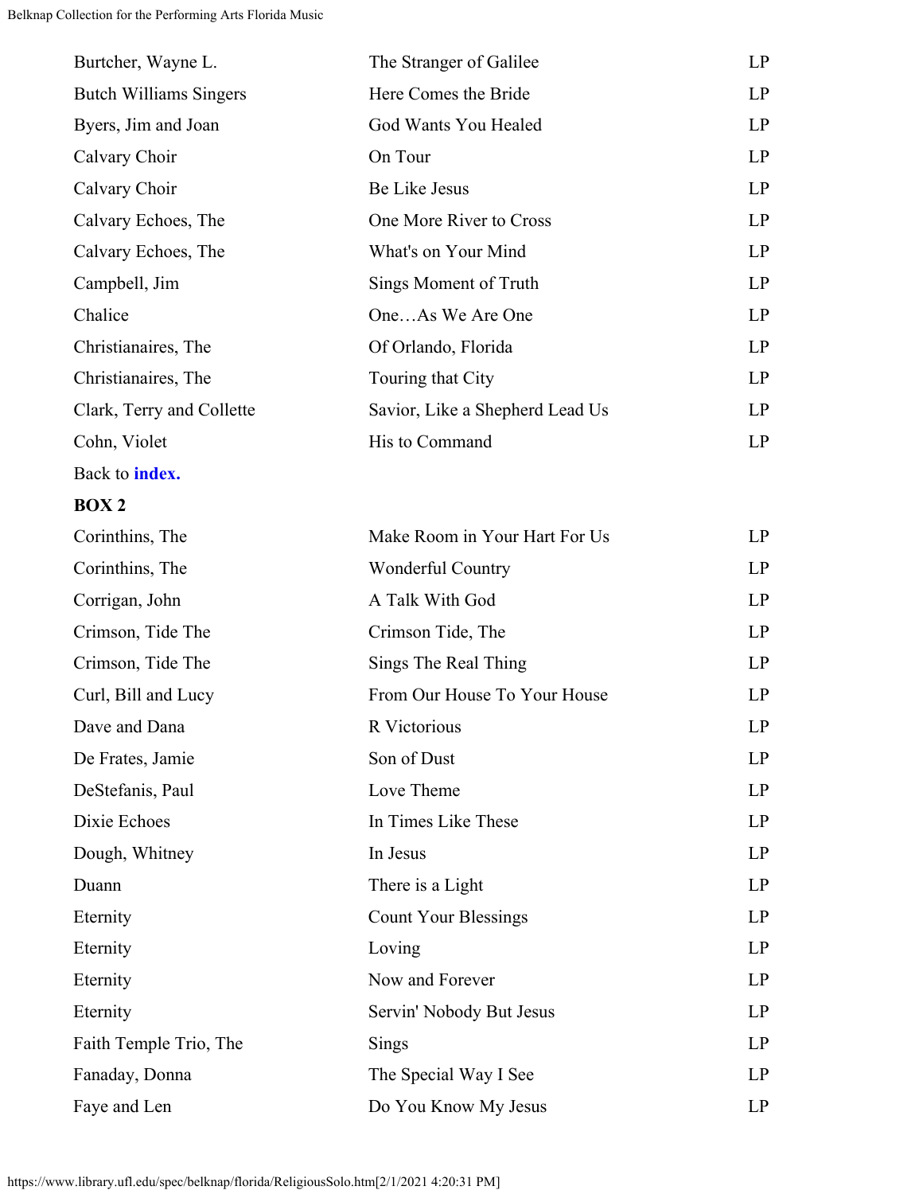| | | |
|---|---|---|
| Burtcher, Wayne L. | The Stranger of Galilee | LP |
| Butch Williams Singers | Here Comes the Bride | LP |
| Byers, Jim and Joan | God Wants You Healed | LP |
| Calvary Choir | On Tour | LP |
| Calvary Choir | Be Like Jesus | LP |
| Calvary Echoes, The | One More River to Cross | LP |
| Calvary Echoes, The | What's on Your Mind | LP |
| Campbell, Jim | Sings Moment of Truth | LP |
| Chalice | One…As We Are One | LP |
| Christianaires, The | Of Orlando, Florida | LP |
| Christianaires, The | Touring that City | LP |
| Clark, Terry and Collette | Savior, Like a Shepherd Lead Us | LP |
| Cohn, Violet | His to Command | LP |

Back to **index.**

**BOX 2**

| | | |
|---|---|---|
| Corinthins, The | Make Room in Your Hart For Us | LP |
| Corinthins, The | Wonderful Country | LP |
| Corrigan, John | A Talk With God | LP |
| Crimson, Tide The | Crimson Tide, The | LP |
| Crimson, Tide The | Sings The Real Thing | LP |
| Curl, Bill and Lucy | From Our House To Your House | LP |
| Dave and Dana | R Victorious | LP |
| De Frates, Jamie | Son of Dust | LP |
| DeStefanis, Paul | Love Theme | LP |
| Dixie Echoes | In Times Like These | LP |
| Dough, Whitney | In Jesus | LP |
| Duann | There is a Light | LP |
| Eternity | Count Your Blessings | LP |
| Eternity | Loving | LP |
| Eternity | Now and Forever | LP |
| Eternity | Servin' Nobody But Jesus | LP |
| Faith Temple Trio, The | Sings | LP |
| Fanaday, Donna | The Special Way I See | LP |
| Faye and Len | Do You Know My Jesus | LP |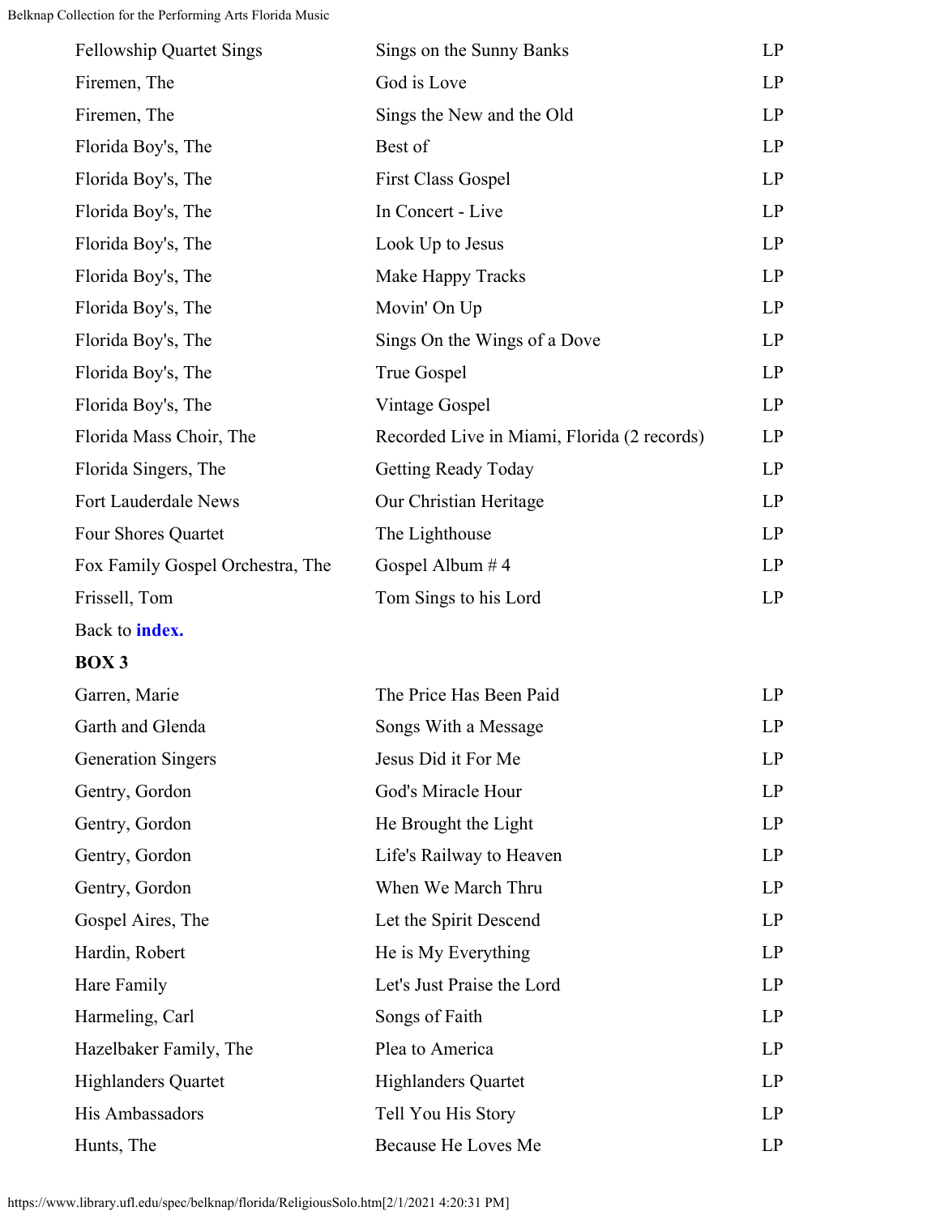| | | |
|---|---|---|
| Fellowship Quartet Sings | Sings on the Sunny Banks | LP |
| Firemen, The | God is Love | LP |
| Firemen, The | Sings the New and the Old | LP |
| Florida Boy's, The | Best of | LP |
| Florida Boy's, The | First Class Gospel | LP |
| Florida Boy's, The | In Concert - Live | LP |
| Florida Boy's, The | Look Up to Jesus | LP |
| Florida Boy's, The | Make Happy Tracks | LP |
| Florida Boy's, The | Movin' On Up | LP |
| Florida Boy's, The | Sings On the Wings of a Dove | LP |
| Florida Boy's, The | True Gospel | LP |
| Florida Boy's, The | Vintage Gospel | LP |
| Florida Mass Choir, The | Recorded Live in Miami, Florida (2 records) | LP |
| Florida Singers, The | Getting Ready Today | LP |
| Fort Lauderdale News | Our Christian Heritage | LP |
| Four Shores Quartet | The Lighthouse | LP |
| Fox Family Gospel Orchestra, The | Gospel Album # 4 | LP |
| Frissell, Tom | Tom Sings to his Lord | LP |

Back to **index.**

**BOX 3**

| | | |
|---|---|---|
| Garren, Marie | The Price Has Been Paid | LP |
| Garth and Glenda | Songs With a Message | LP |
| Generation Singers | Jesus Did it For Me | LP |
| Gentry, Gordon | God's Miracle Hour | LP |
| Gentry, Gordon | He Brought the Light | LP |
| Gentry, Gordon | Life's Railway to Heaven | LP |
| Gentry, Gordon | When We March Thru | LP |
| Gospel Aires, The | Let the Spirit Descend | LP |
| Hardin, Robert | He is My Everything | LP |
| Hare Family | Let's Just Praise the Lord | LP |
| Harmeling, Carl | Songs of Faith | LP |
| Hazelbaker Family, The | Plea to America | LP |
| Highlanders Quartet | Highlanders Quartet | LP |
| His Ambassadors | Tell You His Story | LP |
| Hunts, The | Because He Loves Me | LP |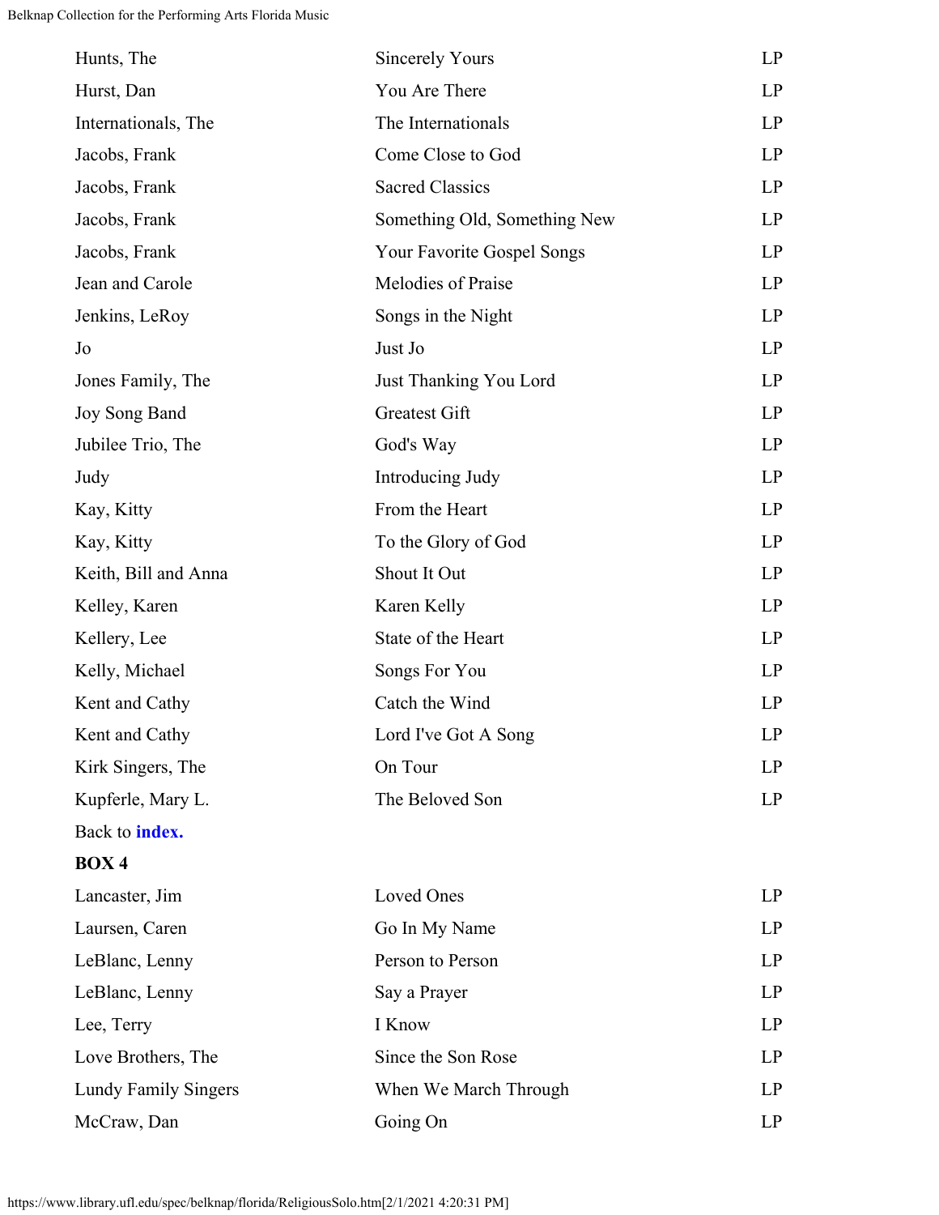| | | |
|---|---|---|
| Hunts, The | Sincerely Yours | LP |
| Hurst, Dan | You Are There | LP |
| Internationals, The | The Internationals | LP |
| Jacobs, Frank | Come Close to God | LP |
| Jacobs, Frank | Sacred Classics | LP |
| Jacobs, Frank | Something Old, Something New | LP |
| Jacobs, Frank | Your Favorite Gospel Songs | LP |
| Jean and Carole | Melodies of Praise | LP |
| Jenkins, LeRoy | Songs in the Night | LP |
| Jo | Just Jo | LP |
| Jones Family, The | Just Thanking You Lord | LP |
| Joy Song Band | Greatest Gift | LP |
| Jubilee Trio, The | God's Way | LP |
| Judy | Introducing Judy | LP |
| Kay, Kitty | From the Heart | LP |
| Kay, Kitty | To the Glory of God | LP |
| Keith, Bill and Anna | Shout It Out | LP |
| Kelley, Karen | Karen Kelly | LP |
| Kellery, Lee | State of the Heart | LP |
| Kelly, Michael | Songs For You | LP |
| Kent and Cathy | Catch the Wind | LP |
| Kent and Cathy | Lord I've Got A Song | LP |
| Kirk Singers, The | On Tour | LP |
| Kupferle, Mary L. | The Beloved Son | LP |

Back to **index.**

**BOX 4**

| | | |
|---|---|---|
| Lancaster, Jim | Loved Ones | LP |
| Laursen, Caren | Go In My Name | LP |
| LeBlanc, Lenny | Person to Person | LP |
| LeBlanc, Lenny | Say a Prayer | LP |
| Lee, Terry | I Know | LP |
| Love Brothers, The | Since the Son Rose | LP |
| Lundy Family Singers | When We March Through | LP |
| McCraw, Dan | Going On | LP |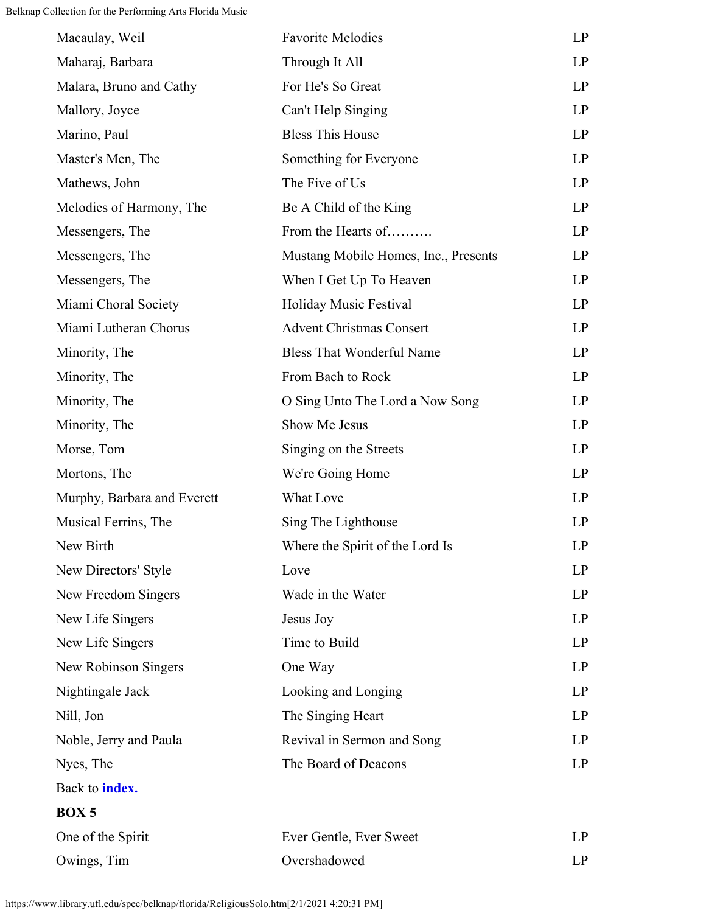| | | |
|---|---|---|
| Macaulay, Weil | Favorite Melodies | LP |
| Maharaj, Barbara | Through It All | LP |
| Malara, Bruno and Cathy | For He's So Great | LP |
| Mallory, Joyce | Can't Help Singing | LP |
| Marino, Paul | Bless This House | LP |
| Master's Men, The | Something for Everyone | LP |
| Mathews, John | The Five of Us | LP |
| Melodies of Harmony, The | Be A Child of the King | LP |
| Messengers, The | From the Hearts of………. | LP |
| Messengers, The | Mustang Mobile Homes, Inc., Presents | LP |
| Messengers, The | When I Get Up To Heaven | LP |
| Miami Choral Society | Holiday Music Festival | LP |
| Miami Lutheran Chorus | Advent Christmas Consert | LP |
| Minority, The | Bless That Wonderful Name | LP |
| Minority, The | From Bach to Rock | LP |
| Minority, The | O Sing Unto The Lord a Now Song | LP |
| Minority, The | Show Me Jesus | LP |
| Morse, Tom | Singing on the Streets | LP |
| Mortons, The | We're Going Home | LP |
| Murphy, Barbara and Everett | What Love | LP |
| Musical Ferrins, The | Sing The Lighthouse | LP |
| New Birth | Where the Spirit of the Lord Is | LP |
| New Directors' Style | Love | LP |
| New Freedom Singers | Wade in the Water | LP |
| New Life Singers | Jesus Joy | LP |
| New Life Singers | Time to Build | LP |
| New Robinson Singers | One Way | LP |
| Nightingale Jack | Looking and Longing | LP |
| Nill, Jon | The Singing Heart | LP |
| Noble, Jerry and Paula | Revival in Sermon and Song | LP |
| Nyes, The | The Board of Deacons | LP |

Back to **index.**

**BOX 5**

| | | |
|---|---|---|
| One of the Spirit | Ever Gentle, Ever Sweet | LP |
| Owings, Tim | Overshadowed | LP |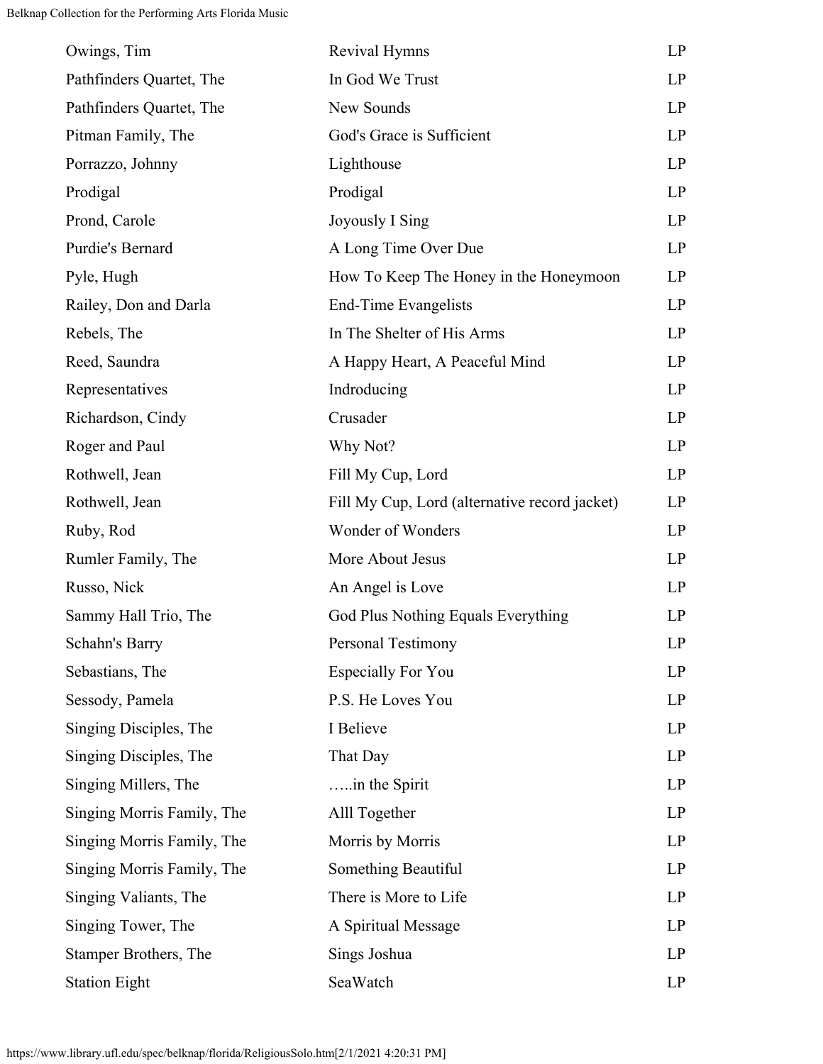| | | |
|---|---|---|
| Owings, Tim | Revival Hymns | LP |
| Pathfinders Quartet, The | In God We Trust | LP |
| Pathfinders Quartet, The | New Sounds | LP |
| Pitman Family, The | God's Grace is Sufficient | LP |
| Porrazzo, Johnny | Lighthouse | LP |
| Prodigal | Prodigal | LP |
| Prond, Carole | Joyously I Sing | LP |
| Purdie's Bernard | A Long Time Over Due | LP |
| Pyle, Hugh | How To Keep The Honey in the Honeymoon | LP |
| Railey, Don and Darla | End-Time Evangelists | LP |
| Rebels, The | In The Shelter of His Arms | LP |
| Reed, Saundra | A Happy Heart, A Peaceful Mind | LP |
| Representatives | Indroducing | LP |
| Richardson, Cindy | Crusader | LP |
| Roger and Paul | Why Not? | LP |
| Rothwell, Jean | Fill My Cup, Lord | LP |
| Rothwell, Jean | Fill My Cup, Lord (alternative record jacket) | LP |
| Ruby, Rod | Wonder of Wonders | LP |
| Rumler Family, The | More About Jesus | LP |
| Russo, Nick | An Angel is Love | LP |
| Sammy Hall Trio, The | God Plus Nothing Equals Everything | LP |
| Schahn's Barry | Personal Testimony | LP |
| Sebastians, The | Especially For You | LP |
| Sessody, Pamela | P.S. He Loves You | LP |
| Singing Disciples, The | I Believe | LP |
| Singing Disciples, The | That Day | LP |
| Singing Millers, The | …..in the Spirit | LP |
| Singing Morris Family, The | Alll Together | LP |
| Singing Morris Family, The | Morris by Morris | LP |
| Singing Morris Family, The | Something Beautiful | LP |
| Singing Valiants, The | There is More to Life | LP |
| Singing Tower, The | A Spiritual Message | LP |
| Stamper Brothers, The | Sings Joshua | LP |
| Station Eight | SeaWatch | LP |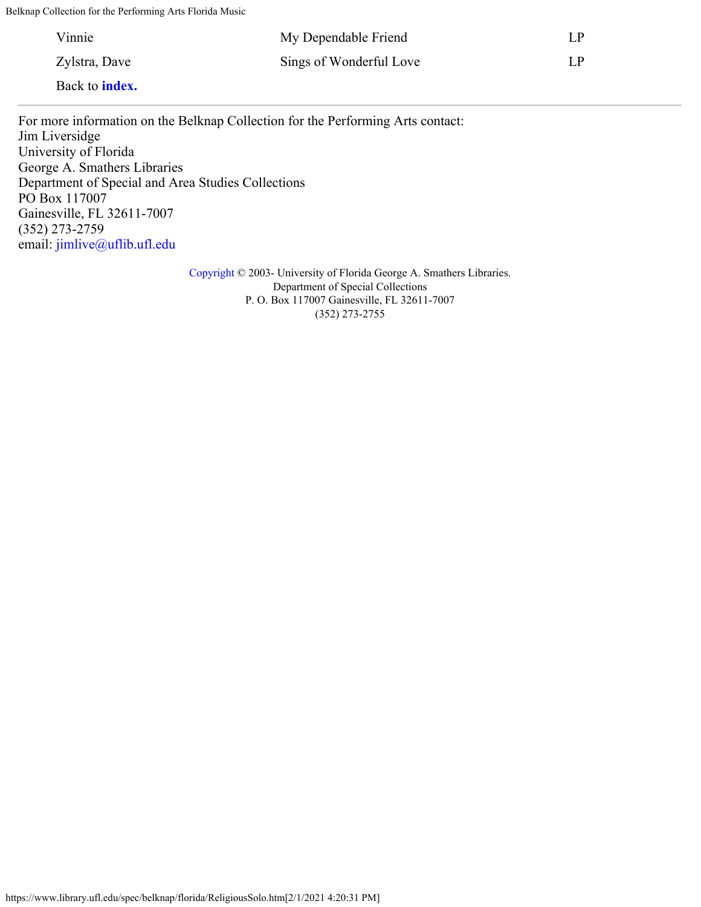| | | |
|---|---|---|
| Vinnie | My Dependable Friend | LP |
| Zylstra, Dave | Sings of Wonderful Love | LP |

Back to **index.**

---

For more information on the Belknap Collection for the Performing Arts contact:
Jim Liversidge
University of Florida
George A. Smathers Libraries
Department of Special and Area Studies Collections
PO Box 117007
Gainesville, FL 32611-7007
(352) 273-2759
email: jimlive@uflib.ufl.edu

Copyright © 2003- University of Florida George A. Smathers Libraries.
Department of Special Collections
P. O. Box 117007 Gainesville, FL 32611-7007
(352) 273-2755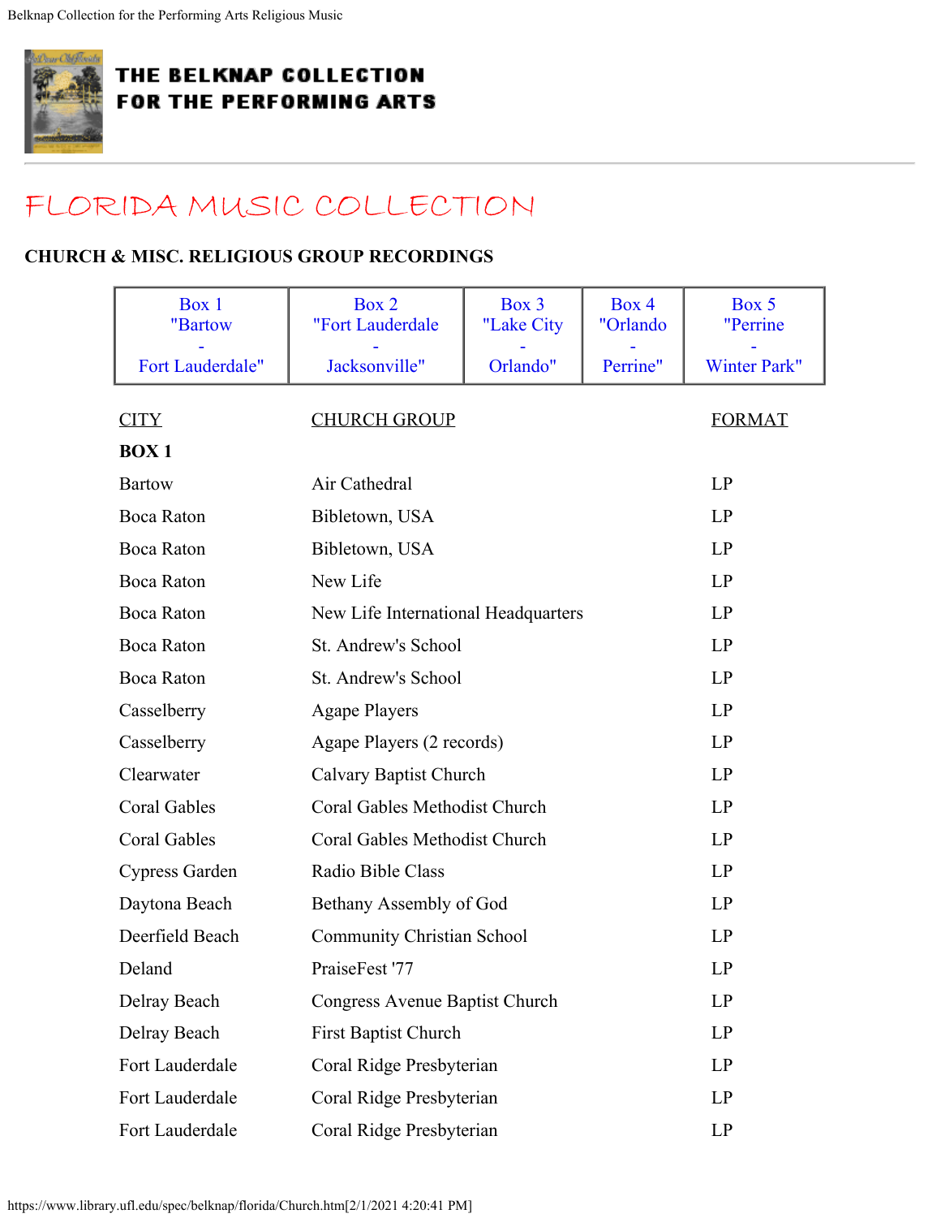# THE BELKNAP COLLECTION FOR THE PERFORMING ARTS

## FLORIDA MUSIC COLLECTION

### CHURCH & MISC. RELIGIOUS GROUP RECORDINGS

| Box 1 "Bartow - Fort Lauderdale" | Box 2 "Fort Lauderdale - Jacksonville" | Box 3 "Lake City - Orlando" | Box 4 "Orlando - Perrine" | Box 5 "Perrine - Winter Park" |
|---|---|---|---|---|

| CITY | CHURCH GROUP | FORMAT |
|---|---|---|
| **BOX 1** | | |
| Bartow | Air Cathedral | LP |
| Boca Raton | Bibletown, USA | LP |
| Boca Raton | Bibletown, USA | LP |
| Boca Raton | New Life | LP |
| Boca Raton | New Life International Headquarters | LP |
| Boca Raton | St. Andrew's School | LP |
| Boca Raton | St. Andrew's School | LP |
| Casselberry | Agape Players | LP |
| Casselberry | Agape Players (2 records) | LP |
| Clearwater | Calvary Baptist Church | LP |
| Coral Gables | Coral Gables Methodist Church | LP |
| Coral Gables | Coral Gables Methodist Church | LP |
| Cypress Garden | Radio Bible Class | LP |
| Daytona Beach | Bethany Assembly of God | LP |
| Deerfield Beach | Community Christian School | LP |
| Deland | PraiseFest '77 | LP |
| Delray Beach | Congress Avenue Baptist Church | LP |
| Delray Beach | First Baptist Church | LP |
| Fort Lauderdale | Coral Ridge Presbyterian | LP |
| Fort Lauderdale | Coral Ridge Presbyterian | LP |
| Fort Lauderdale | Coral Ridge Presbyterian | LP |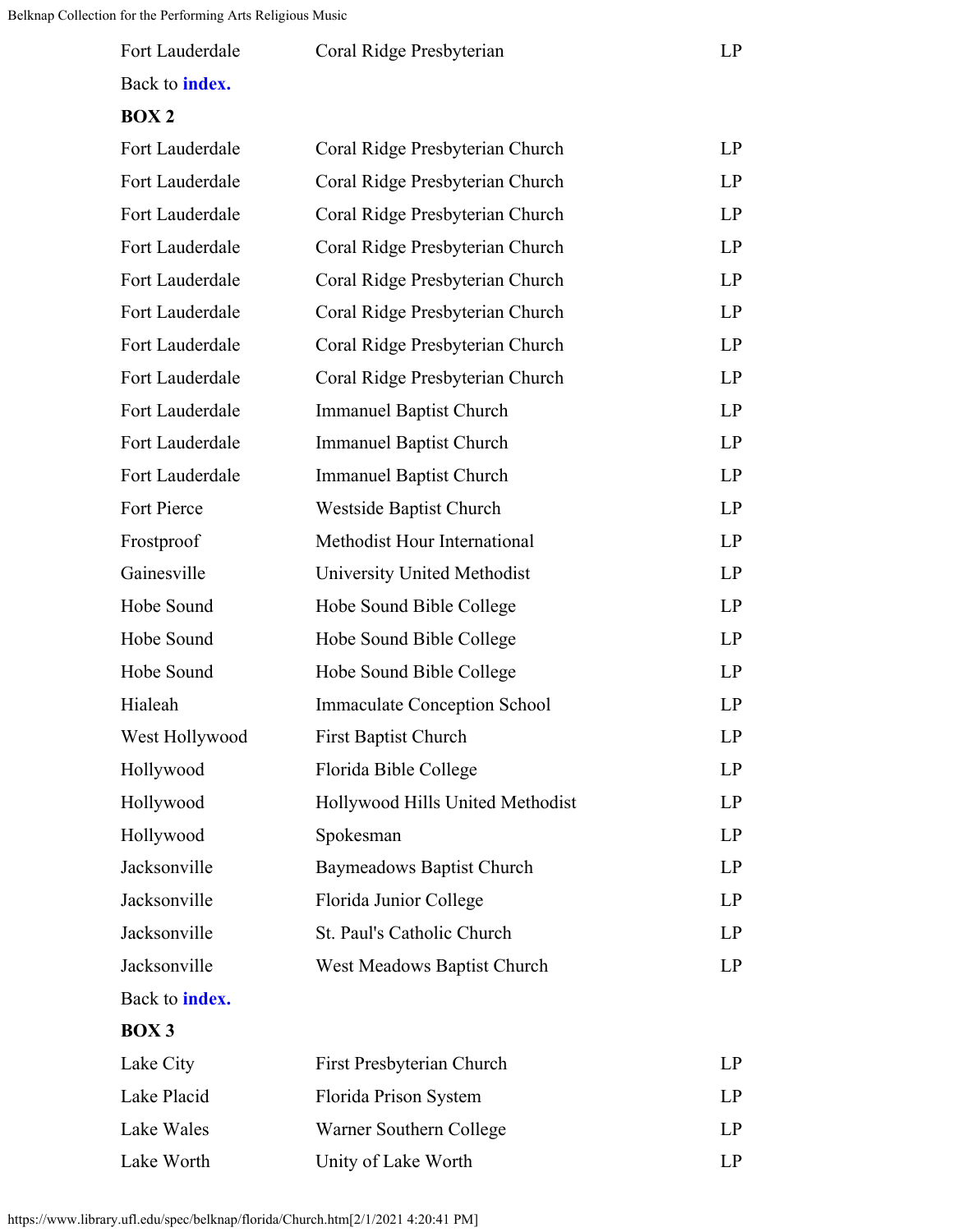| | | |
|---|---|---|
| Fort Lauderdale | Coral Ridge Presbyterian | LP |

Back to **index.**

**BOX 2**

| | | |
|---|---|---|
| Fort Lauderdale | Coral Ridge Presbyterian Church | LP |
| Fort Lauderdale | Coral Ridge Presbyterian Church | LP |
| Fort Lauderdale | Coral Ridge Presbyterian Church | LP |
| Fort Lauderdale | Coral Ridge Presbyterian Church | LP |
| Fort Lauderdale | Coral Ridge Presbyterian Church | LP |
| Fort Lauderdale | Coral Ridge Presbyterian Church | LP |
| Fort Lauderdale | Coral Ridge Presbyterian Church | LP |
| Fort Lauderdale | Coral Ridge Presbyterian Church | LP |
| Fort Lauderdale | Immanuel Baptist Church | LP |
| Fort Lauderdale | Immanuel Baptist Church | LP |
| Fort Lauderdale | Immanuel Baptist Church | LP |
| Fort Pierce | Westside Baptist Church | LP |
| Frostproof | Methodist Hour International | LP |
| Gainesville | University United Methodist | LP |
| Hobe Sound | Hobe Sound Bible College | LP |
| Hobe Sound | Hobe Sound Bible College | LP |
| Hobe Sound | Hobe Sound Bible College | LP |
| Hialeah | Immaculate Conception School | LP |
| West Hollywood | First Baptist Church | LP |
| Hollywood | Florida Bible College | LP |
| Hollywood | Hollywood Hills United Methodist | LP |
| Hollywood | Spokesman | LP |
| Jacksonville | Baymeadows Baptist Church | LP |
| Jacksonville | Florida Junior College | LP |
| Jacksonville | St. Paul's Catholic Church | LP |
| Jacksonville | West Meadows Baptist Church | LP |

Back to **index.**

**BOX 3**

| | | |
|---|---|---|
| Lake City | First Presbyterian Church | LP |
| Lake Placid | Florida Prison System | LP |
| Lake Wales | Warner Southern College | LP |
| Lake Worth | Unity of Lake Worth | LP |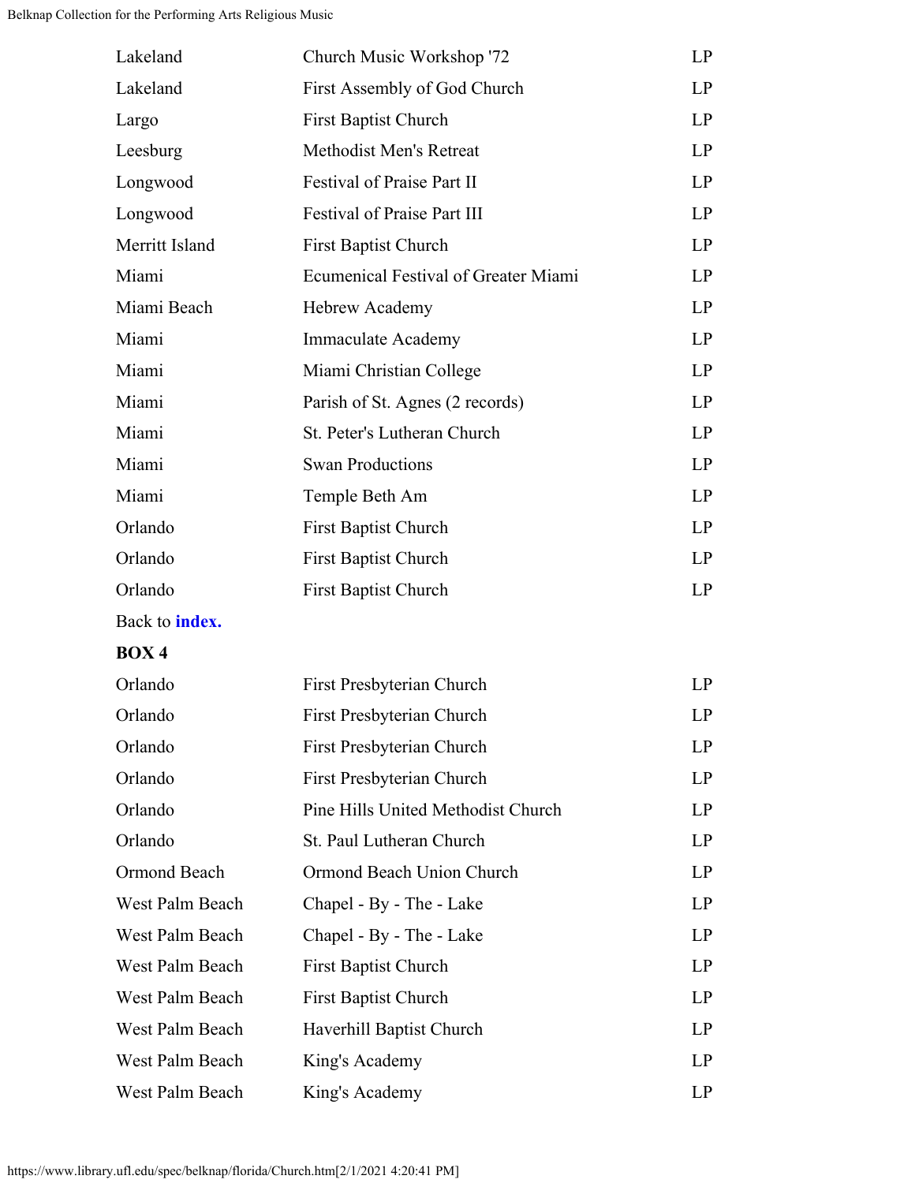| | | |
|---|---|---|
| Lakeland | Church Music Workshop '72 | LP |
| Lakeland | First Assembly of God Church | LP |
| Largo | First Baptist Church | LP |
| Leesburg | Methodist Men's Retreat | LP |
| Longwood | Festival of Praise Part II | LP |
| Longwood | Festival of Praise Part III | LP |
| Merritt Island | First Baptist Church | LP |
| Miami | Ecumenical Festival of Greater Miami | LP |
| Miami Beach | Hebrew Academy | LP |
| Miami | Immaculate Academy | LP |
| Miami | Miami Christian College | LP |
| Miami | Parish of St. Agnes (2 records) | LP |
| Miami | St. Peter's Lutheran Church | LP |
| Miami | Swan Productions | LP |
| Miami | Temple Beth Am | LP |
| Orlando | First Baptist Church | LP |
| Orlando | First Baptist Church | LP |
| Orlando | First Baptist Church | LP |

Back to **index.**

**BOX 4**

| | | |
|---|---|---|
| Orlando | First Presbyterian Church | LP |
| Orlando | First Presbyterian Church | LP |
| Orlando | First Presbyterian Church | LP |
| Orlando | First Presbyterian Church | LP |
| Orlando | Pine Hills United Methodist Church | LP |
| Orlando | St. Paul Lutheran Church | LP |
| Ormond Beach | Ormond Beach Union Church | LP |
| West Palm Beach | Chapel - By - The - Lake | LP |
| West Palm Beach | Chapel - By - The - Lake | LP |
| West Palm Beach | First Baptist Church | LP |
| West Palm Beach | First Baptist Church | LP |
| West Palm Beach | Haverhill Baptist Church | LP |
| West Palm Beach | King's Academy | LP |
| West Palm Beach | King's Academy | LP |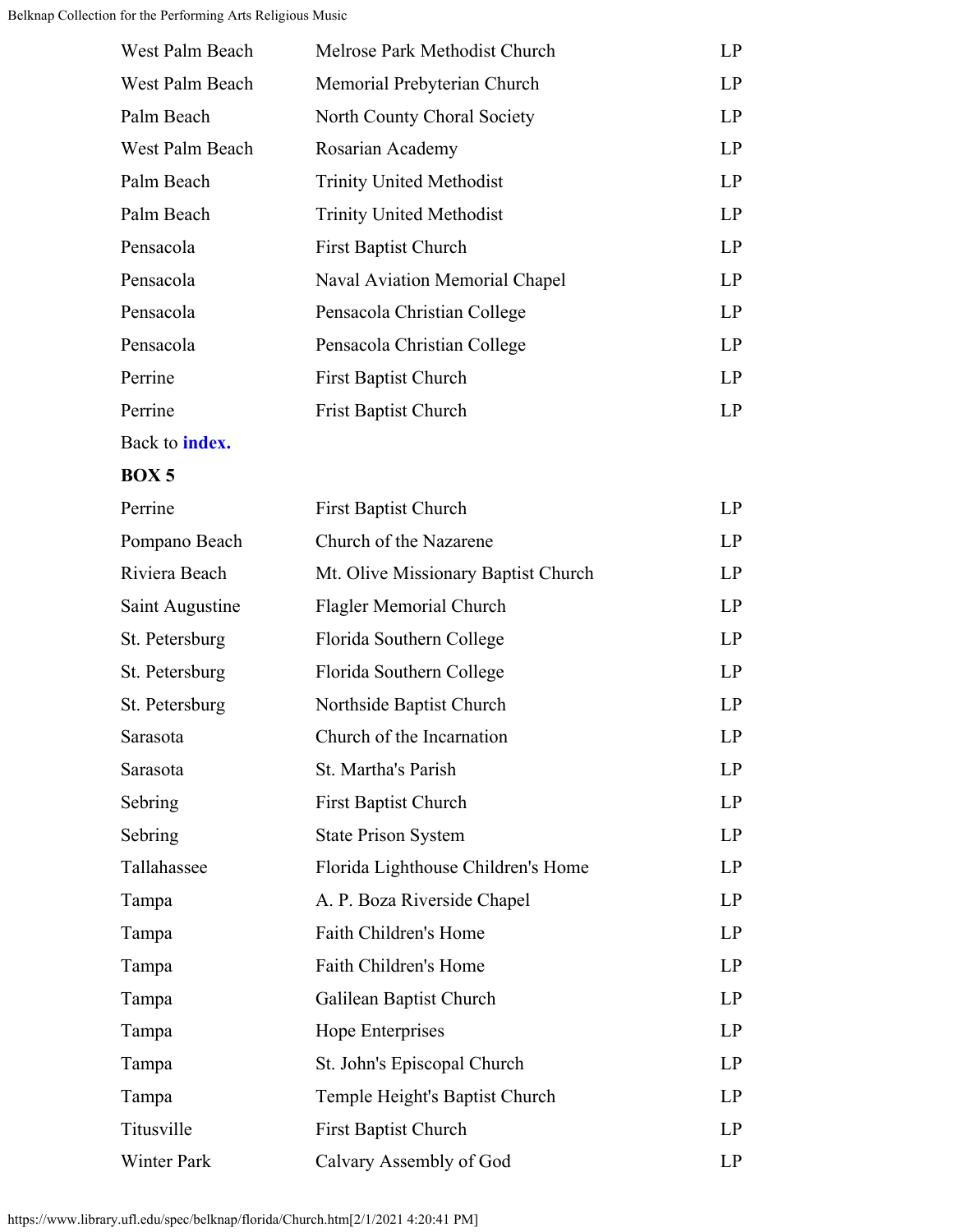| | | |
|---|---|---|
| West Palm Beach | Melrose Park Methodist Church | LP |
| West Palm Beach | Memorial Prebyterian Church | LP |
| Palm Beach | North County Choral Society | LP |
| West Palm Beach | Rosarian Academy | LP |
| Palm Beach | Trinity United Methodist | LP |
| Palm Beach | Trinity United Methodist | LP |
| Pensacola | First Baptist Church | LP |
| Pensacola | Naval Aviation Memorial Chapel | LP |
| Pensacola | Pensacola Christian College | LP |
| Pensacola | Pensacola Christian College | LP |
| Perrine | First Baptist Church | LP |
| Perrine | Frist Baptist Church | LP |

Back to **index.**

**BOX 5**

| | | |
|---|---|---|
| Perrine | First Baptist Church | LP |
| Pompano Beach | Church of the Nazarene | LP |
| Riviera Beach | Mt. Olive Missionary Baptist Church | LP |
| Saint Augustine | Flagler Memorial Church | LP |
| St. Petersburg | Florida Southern College | LP |
| St. Petersburg | Florida Southern College | LP |
| St. Petersburg | Northside Baptist Church | LP |
| Sarasota | Church of the Incarnation | LP |
| Sarasota | St. Martha's Parish | LP |
| Sebring | First Baptist Church | LP |
| Sebring | State Prison System | LP |
| Tallahassee | Florida Lighthouse Children's Home | LP |
| Tampa | A. P. Boza Riverside Chapel | LP |
| Tampa | Faith Children's Home | LP |
| Tampa | Faith Children's Home | LP |
| Tampa | Galilean Baptist Church | LP |
| Tampa | Hope Enterprises | LP |
| Tampa | St. John's Episcopal Church | LP |
| Tampa | Temple Height's Baptist Church | LP |
| Titusville | First Baptist Church | LP |
| Winter Park | Calvary Assembly of God | LP |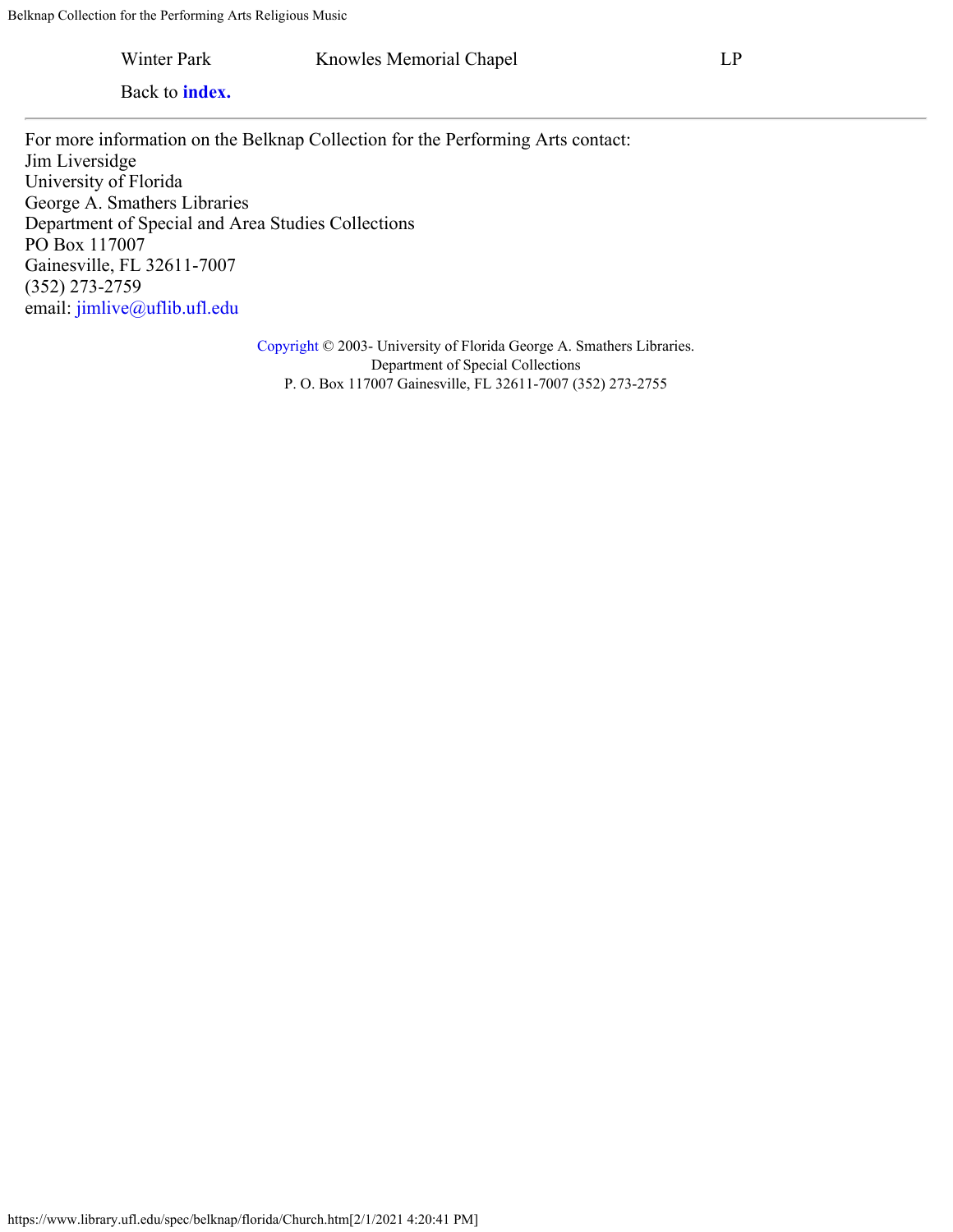| | | |
|---|---|---|
| Winter Park | Knowles Memorial Chapel | LP |

Back to **index.**

---

For more information on the Belknap Collection for the Performing Arts contact:
Jim Liversidge
University of Florida
George A. Smathers Libraries
Department of Special and Area Studies Collections
PO Box 117007
Gainesville, FL 32611-7007
(352) 273-2759
email: jimlive@uflib.ufl.edu

Copyright © 2003- University of Florida George A. Smathers Libraries.
Department of Special Collections
P. O. Box 117007 Gainesville, FL 32611-7007 (352) 273-2755